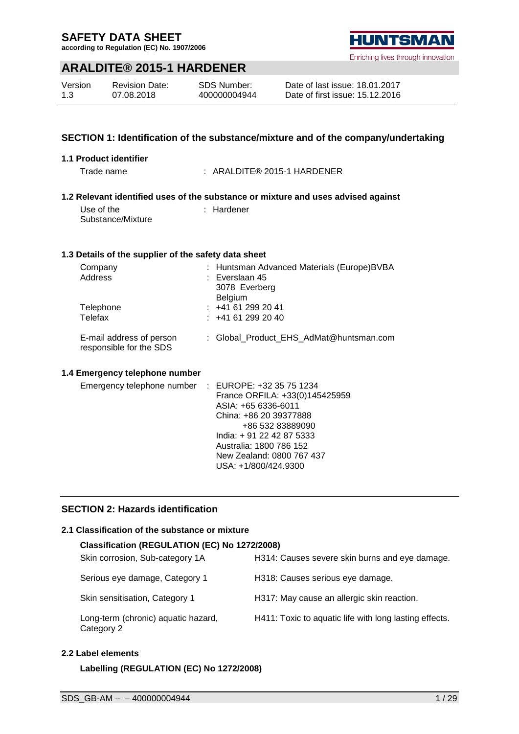# SAFETY DATA SHEET

**according to Regulation (EC) No. 1907/2006**

HUNTSMAN

Enriching lives through innovation

# ARALDITE® 2015-1 HARDENER

| Version | Revision Date: | SDS Number: | Date of last issue: 18.01.2017 |
|---|---|---|---|
| 1.3 | 07.08.2018 | 400000004944 | Date of first issue: 15.12.2016 |

## SECTION 1: Identification of the substance/mixture and of the company/undertaking

### 1.1 Product identifier

Trade name : ARALDITE® 2015-1 HARDENER

### 1.2 Relevant identified uses of the substance or mixture and uses advised against

Use of the Substance/Mixture : Hardener

### 1.3 Details of the supplier of the safety data sheet

Company : Huntsman Advanced Materials (Europe)BVBA

Address : Everslaan 45
3078 Everberg
Belgium

Telephone : +41 61 299 20 41

Telefax : +41 61 299 20 40

E-mail address of person responsible for the SDS : Global_Product_EHS_AdMat@huntsman.com

### 1.4 Emergency telephone number

Emergency telephone number : EUROPE: +32 35 75 1234
France ORFILA: +33(0)145425959
ASIA: +65 6336-6011
China: +86 20 39377888
+86 532 83889090
India: + 91 22 42 87 5333
Australia: 1800 786 152
New Zealand: 0800 767 437
USA: +1/800/424.9300

## SECTION 2: Hazards identification

### 2.1 Classification of the substance or mixture

**Classification (REGULATION (EC) No 1272/2008)**

| | |
|---|---|
| Skin corrosion, Sub-category 1A | H314: Causes severe skin burns and eye damage. |
| Serious eye damage, Category 1 | H318: Causes serious eye damage. |
| Skin sensitisation, Category 1 | H317: May cause an allergic skin reaction. |
| Long-term (chronic) aquatic hazard, Category 2 | H411: Toxic to aquatic life with long lasting effects. |

### 2.2 Label elements

**Labelling (REGULATION (EC) No 1272/2008)**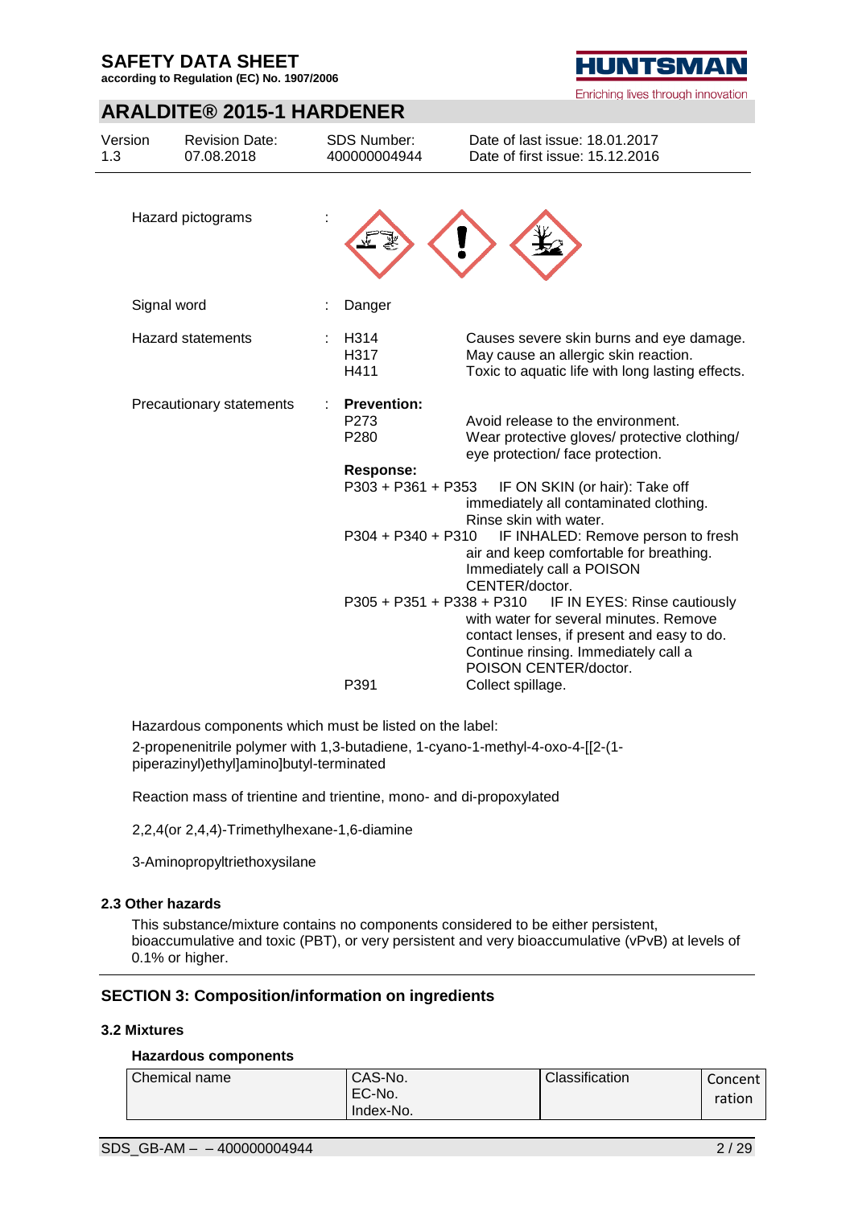| Hazard pictograms | : | |
|---|---|---|
| Signal word | : | Danger |
| Hazard statements | : | H314 Causes severe skin burns and eye damage.<br>H317 May cause an allergic skin reaction.<br>H411 Toxic to aquatic life with long lasting effects. |
| Precautionary statements | : | **Prevention:**<br>P273 Avoid release to the environment.<br>P280 Wear protective gloves/ protective clothing/ eye protection/ face protection.<br>**Response:**<br>P303 + P361 + P353 IF ON SKIN (or hair): Take off immediately all contaminated clothing. Rinse skin with water.<br>P304 + P340 + P310 IF INHALED: Remove person to fresh air and keep comfortable for breathing. Immediately call a POISON CENTER/doctor.<br>P305 + P351 + P338 + P310 IF IN EYES: Rinse cautiously with water for several minutes. Remove contact lenses, if present and easy to do. Continue rinsing. Immediately call a POISON CENTER/doctor.<br>P391 Collect spillage. |

Hazardous components which must be listed on the label:

2-propenenitrile polymer with 1,3-butadiene, 1-cyano-1-methyl-4-oxo-4-[[2-(1-piperazinyl)ethyl]amino]butyl-terminated

Reaction mass of trientine and trientine, mono- and di-propoxylated

2,2,4(or 2,4,4)-Trimethylhexane-1,6-diamine

3-Aminopropyltriethoxysilane

### 2.3 Other hazards

This substance/mixture contains no components considered to be either persistent, bioaccumulative and toxic (PBT), or very persistent and very bioaccumulative (vPvB) at levels of 0.1% or higher.

## SECTION 3: Composition/information on ingredients

### 3.2 Mixtures

#### Hazardous components

| Chemical name | CAS-No.<br>EC-No.<br>Index-No. | Classification | Concentration |
|---|---|---|---|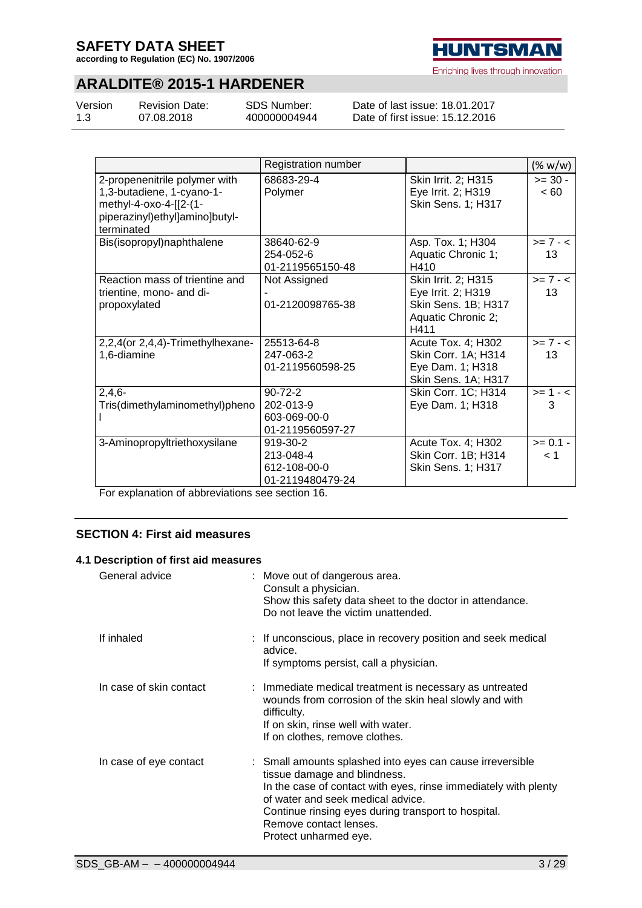| | Registration number | | (% w/w) |
|---|---|---|---|
| 2-propenenitrile polymer with 1,3-butadiene, 1-cyano-1-methyl-4-oxo-4-[[2-(1-piperazinyl)ethyl]amino]butyl-terminated | 68683-29-4<br>Polymer | Skin Irrit. 2; H315<br>Eye Irrit. 2; H319<br>Skin Sens. 1; H317 | >= 30 - < 60 |
| Bis(isopropyl)naphthalene | 38640-62-9<br>254-052-6<br>01-2119565150-48 | Asp. Tox. 1; H304<br>Aquatic Chronic 1; H410 | >= 7 - < 13 |
| Reaction mass of trientine and trientine, mono- and di-propoxylated | Not Assigned<br>-<br>01-2120098765-38 | Skin Irrit. 2; H315<br>Eye Irrit. 2; H319<br>Skin Sens. 1B; H317<br>Aquatic Chronic 2; H411 | >= 7 - < 13 |
| 2,2,4(or 2,4,4)-Trimethylhexane-1,6-diamine | 25513-64-8<br>247-063-2<br>01-2119560598-25 | Acute Tox. 4; H302<br>Skin Corr. 1A; H314<br>Eye Dam. 1; H318<br>Skin Sens. 1A; H317 | >= 7 - < 13 |
| 2,4,6-Tris(dimethylaminomethyl)phenol | 90-72-2<br>202-013-9<br>603-069-00-0<br>01-2119560597-27 | Skin Corr. 1C; H314<br>Eye Dam. 1; H318 | >= 1 - < 3 |
| 3-Aminopropyltriethoxysilane | 919-30-2<br>213-048-4<br>612-108-00-0<br>01-2119480479-24 | Acute Tox. 4; H302<br>Skin Corr. 1B; H314<br>Skin Sens. 1; H317 | >= 0.1 - < 1 |

For explanation of abbreviations see section 16.

## SECTION 4: First aid measures

### 4.1 Description of first aid measures

General advice : Move out of dangerous area.
Consult a physician.
Show this safety data sheet to the doctor in attendance.
Do not leave the victim unattended.

If inhaled : If unconscious, place in recovery position and seek medical advice.
If symptoms persist, call a physician.

In case of skin contact : Immediate medical treatment is necessary as untreated wounds from corrosion of the skin heal slowly and with difficulty.
If on skin, rinse well with water.
If on clothes, remove clothes.

In case of eye contact : Small amounts splashed into eyes can cause irreversible tissue damage and blindness.
In the case of contact with eyes, rinse immediately with plenty of water and seek medical advice.
Continue rinsing eyes during transport to hospital.
Remove contact lenses.
Protect unharmed eye.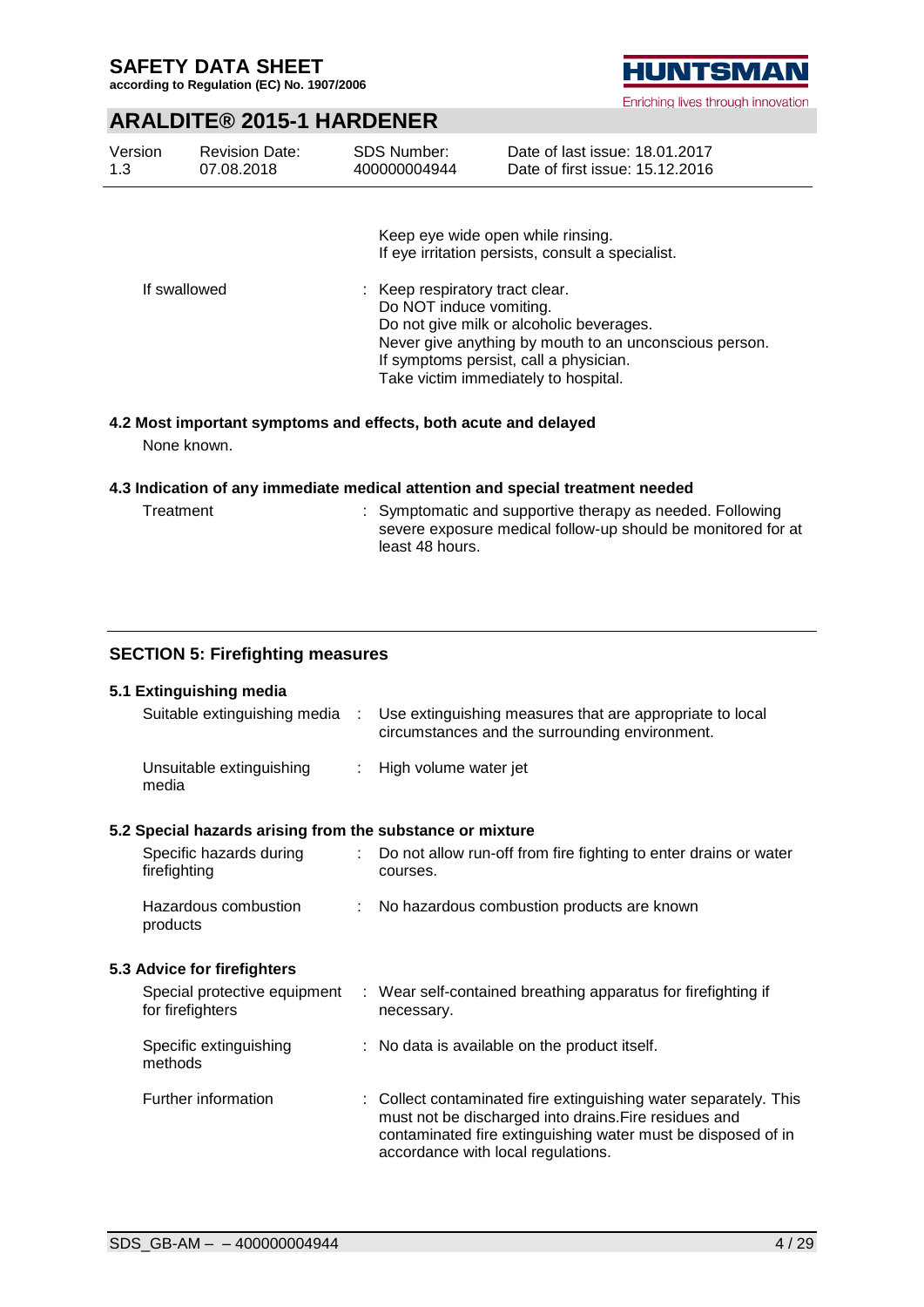|  |  |
|---|---|
|  | Keep eye wide open while rinsing.<br>If eye irritation persists, consult a specialist. |
| If swallowed | : Keep respiratory tract clear.<br>Do NOT induce vomiting.<br>Do not give milk or alcoholic beverages.<br>Never give anything by mouth to an unconscious person.<br>If symptoms persist, call a physician.<br>Take victim immediately to hospital. |

### 4.2 Most important symptoms and effects, both acute and delayed

None known.

### 4.3 Indication of any immediate medical attention and special treatment needed

| | |
|---|---|
| Treatment | : Symptomatic and supportive therapy as needed. Following severe exposure medical follow-up should be monitored for at least 48 hours. |

## SECTION 5: Firefighting measures

### 5.1 Extinguishing media

| | |
|---|---|
| Suitable extinguishing media | : Use extinguishing measures that are appropriate to local circumstances and the surrounding environment. |
| Unsuitable extinguishing media | : High volume water jet |

### 5.2 Special hazards arising from the substance or mixture

| | |
|---|---|
| Specific hazards during firefighting | : Do not allow run-off from fire fighting to enter drains or water courses. |
| Hazardous combustion products | : No hazardous combustion products are known |

### 5.3 Advice for firefighters

| | |
|---|---|
| Special protective equipment for firefighters | : Wear self-contained breathing apparatus for firefighting if necessary. |
| Specific extinguishing methods | : No data is available on the product itself. |
| Further information | : Collect contaminated fire extinguishing water separately. This must not be discharged into drains.Fire residues and contaminated fire extinguishing water must be disposed of in accordance with local regulations. |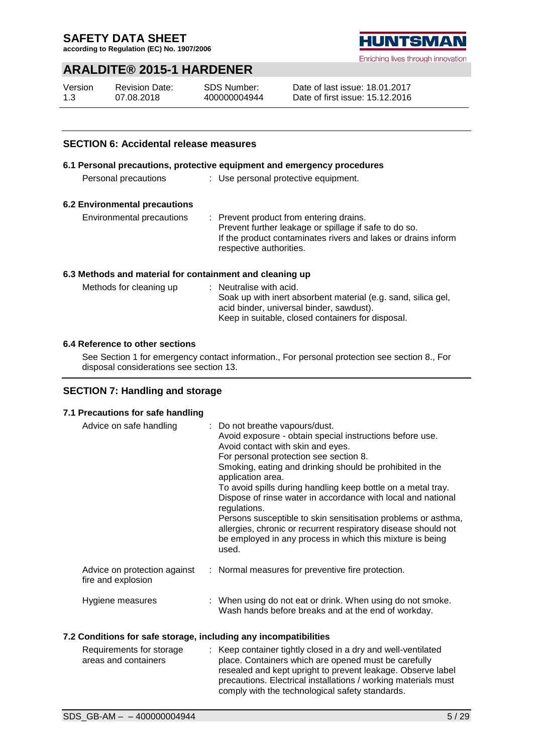## SECTION 6: Accidental release measures

### 6.1 Personal precautions, protective equipment and emergency procedures

| | |
|---|---|
| Personal precautions | : Use personal protective equipment. |

### 6.2 Environmental precautions

| | |
|---|---|
| Environmental precautions | : Prevent product from entering drains. Prevent further leakage or spillage if safe to do so. If the product contaminates rivers and lakes or drains inform respective authorities. |

### 6.3 Methods and material for containment and cleaning up

| | |
|---|---|
| Methods for cleaning up | : Neutralise with acid. Soak up with inert absorbent material (e.g. sand, silica gel, acid binder, universal binder, sawdust). Keep in suitable, closed containers for disposal. |

### 6.4 Reference to other sections

See Section 1 for emergency contact information., For personal protection see section 8., For disposal considerations see section 13.

## SECTION 7: Handling and storage

### 7.1 Precautions for safe handling

| | |
|---|---|
| Advice on safe handling | : Do not breathe vapours/dust. Avoid exposure - obtain special instructions before use. Avoid contact with skin and eyes. For personal protection see section 8. Smoking, eating and drinking should be prohibited in the application area. To avoid spills during handling keep bottle on a metal tray. Dispose of rinse water in accordance with local and national regulations. Persons susceptible to skin sensitisation problems or asthma, allergies, chronic or recurrent respiratory disease should not be employed in any process in which this mixture is being used. |
| Advice on protection against fire and explosion | : Normal measures for preventive fire protection. |
| Hygiene measures | : When using do not eat or drink. When using do not smoke. Wash hands before breaks and at the end of workday. |

### 7.2 Conditions for safe storage, including any incompatibilities

| | |
|---|---|
| Requirements for storage areas and containers | : Keep container tightly closed in a dry and well-ventilated place. Containers which are opened must be carefully resealed and kept upright to prevent leakage. Observe label precautions. Electrical installations / working materials must comply with the technological safety standards. |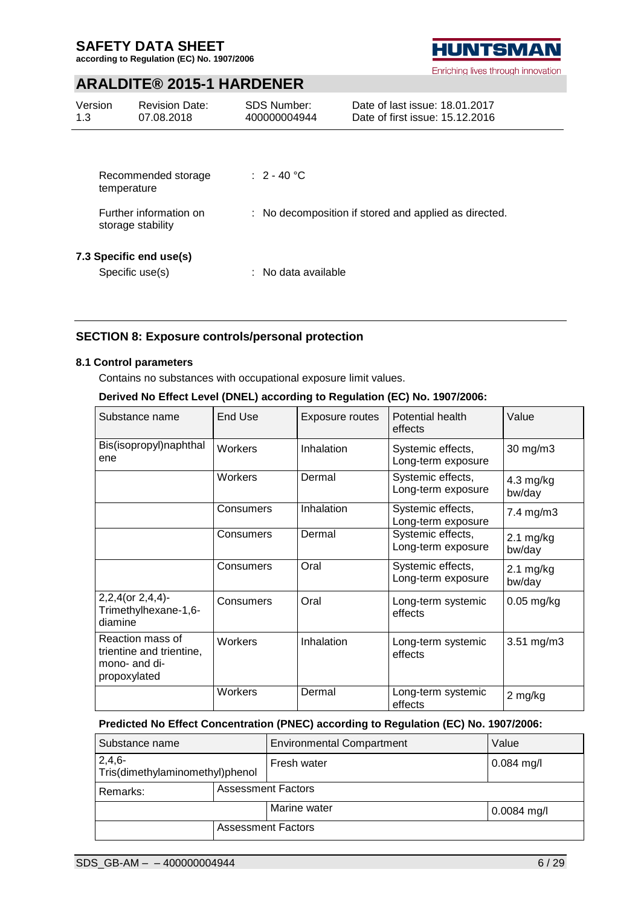| | |
|---|---|
| Recommended storage temperature | : 2 - 40 °C |
| Further information on storage stability | : No decomposition if stored and applied as directed. |

**7.3 Specific end use(s)**

Specific use(s) : No data available

## SECTION 8: Exposure controls/personal protection

**8.1 Control parameters**

Contains no substances with occupational exposure limit values.

**Derived No Effect Level (DNEL) according to Regulation (EC) No. 1907/2006:**

| Substance name | End Use | Exposure routes | Potential health effects | Value |
|---|---|---|---|---|
| Bis(isopropyl)naphthalene | Workers | Inhalation | Systemic effects, Long-term exposure | 30 mg/m3 |
| | Workers | Dermal | Systemic effects, Long-term exposure | 4.3 mg/kg bw/day |
| | Consumers | Inhalation | Systemic effects, Long-term exposure | 7.4 mg/m3 |
| | Consumers | Dermal | Systemic effects, Long-term exposure | 2.1 mg/kg bw/day |
| | Consumers | Oral | Systemic effects, Long-term exposure | 2.1 mg/kg bw/day |
| 2,2,4(or 2,4,4)-Trimethylhexane-1,6-diamine | Consumers | Oral | Long-term systemic effects | 0.05 mg/kg |
| Reaction mass of trientine and trientine, mono- and di-propoxylated | Workers | Inhalation | Long-term systemic effects | 3.51 mg/m3 |
| | Workers | Dermal | Long-term systemic effects | 2 mg/kg |

**Predicted No Effect Concentration (PNEC) according to Regulation (EC) No. 1907/2006:**

| Substance name | | Environmental Compartment | Value |
|---|---|---|---|
| 2,4,6-Tris(dimethylaminomethyl)phenol | | Fresh water | 0.084 mg/l |
| Remarks: | Assessment Factors | | |
| | | Marine water | 0.0084 mg/l |
| | Assessment Factors | | |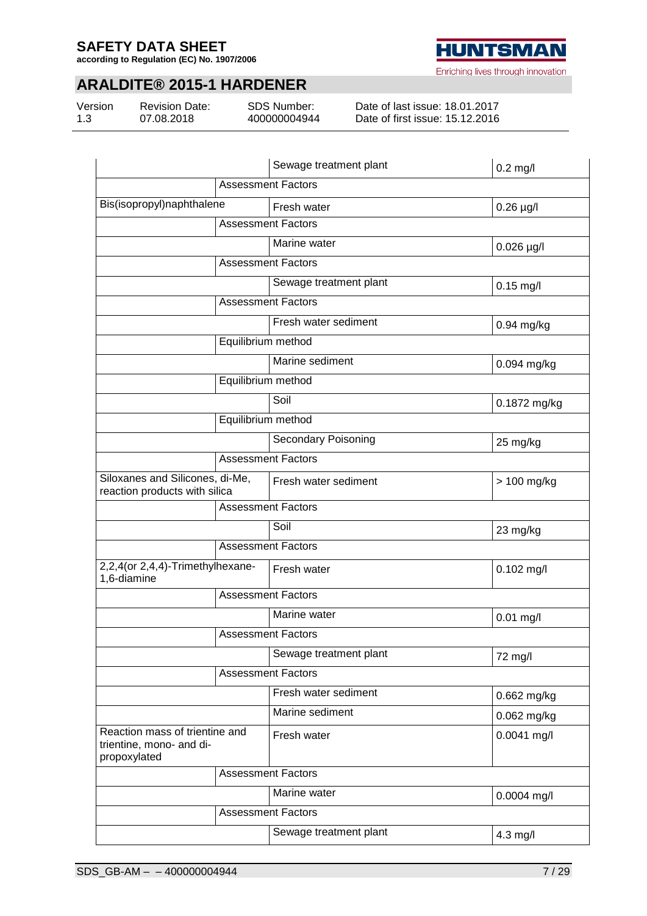| | | | |
|---|---|---|---|
| | | Sewage treatment plant | 0.2 mg/l |
| | Assessment Factors | | |
| Bis(isopropyl)naphthalene | | Fresh water | 0.26 µg/l |
| | Assessment Factors | | |
| | | Marine water | 0.026 µg/l |
| | Assessment Factors | | |
| | | Sewage treatment plant | 0.15 mg/l |
| | Assessment Factors | | |
| | | Fresh water sediment | 0.94 mg/kg |
| | Equilibrium method | | |
| | | Marine sediment | 0.094 mg/kg |
| | Equilibrium method | | |
| | | Soil | 0.1872 mg/kg |
| | Equilibrium method | | |
| | | Secondary Poisoning | 25 mg/kg |
| | Assessment Factors | | |
| Siloxanes and Silicones, di-Me, reaction products with silica | | Fresh water sediment | > 100 mg/kg |
| | Assessment Factors | | |
| | | Soil | 23 mg/kg |
| | Assessment Factors | | |
| 2,2,4(or 2,4,4)-Trimethylhexane-1,6-diamine | | Fresh water | 0.102 mg/l |
| | Assessment Factors | | |
| | | Marine water | 0.01 mg/l |
| | Assessment Factors | | |
| | | Sewage treatment plant | 72 mg/l |
| | Assessment Factors | | |
| | | Fresh water sediment | 0.662 mg/kg |
| | | Marine sediment | 0.062 mg/kg |
| Reaction mass of trientine and trientine, mono- and di-propoxylated | | Fresh water | 0.0041 mg/l |
| | Assessment Factors | | |
| | | Marine water | 0.0004 mg/l |
| | Assessment Factors | | |
| | | Sewage treatment plant | 4.3 mg/l |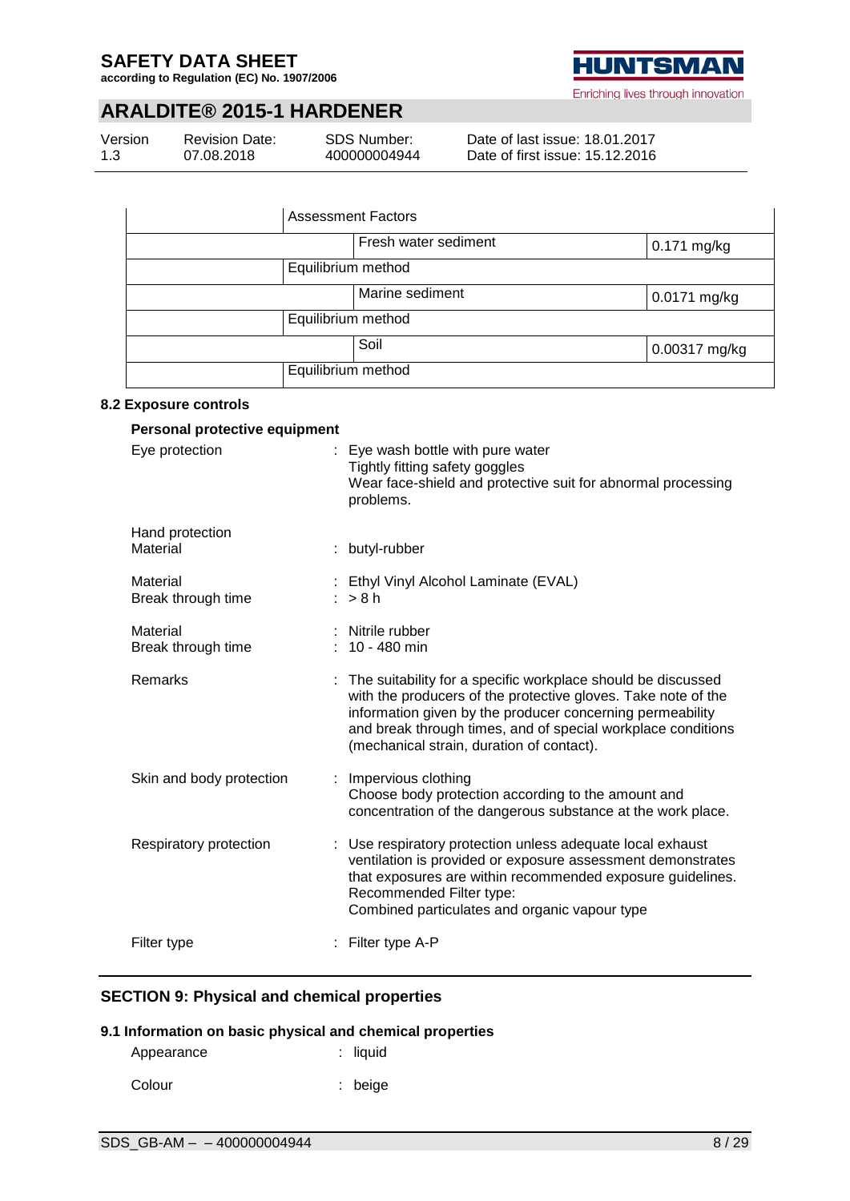| | Assessment Factors | |
|---|---|---|
| | Fresh water sediment | 0.171 mg/kg |
| | Equilibrium method | |
| | Marine sediment | 0.0171 mg/kg |
| | Equilibrium method | |
| | Soil | 0.00317 mg/kg |
| | Equilibrium method | |

### 8.2 Exposure controls

**Personal protective equipment**

Eye protection : Eye wash bottle with pure water
Tightly fitting safety goggles
Wear face-shield and protective suit for abnormal processing problems.

Hand protection
Material : butyl-rubber

Material : Ethyl Vinyl Alcohol Laminate (EVAL)
Break through time : > 8 h

Material : Nitrile rubber
Break through time : 10 - 480 min

Remarks : The suitability for a specific workplace should be discussed with the producers of the protective gloves. Take note of the information given by the producer concerning permeability and break through times, and of special workplace conditions (mechanical strain, duration of contact).

Skin and body protection : Impervious clothing
Choose body protection according to the amount and concentration of the dangerous substance at the work place.

Respiratory protection : Use respiratory protection unless adequate local exhaust ventilation is provided or exposure assessment demonstrates that exposures are within recommended exposure guidelines.
Recommended Filter type:
Combined particulates and organic vapour type

Filter type : Filter type A-P

## SECTION 9: Physical and chemical properties

### 9.1 Information on basic physical and chemical properties

Appearance : liquid

Colour : beige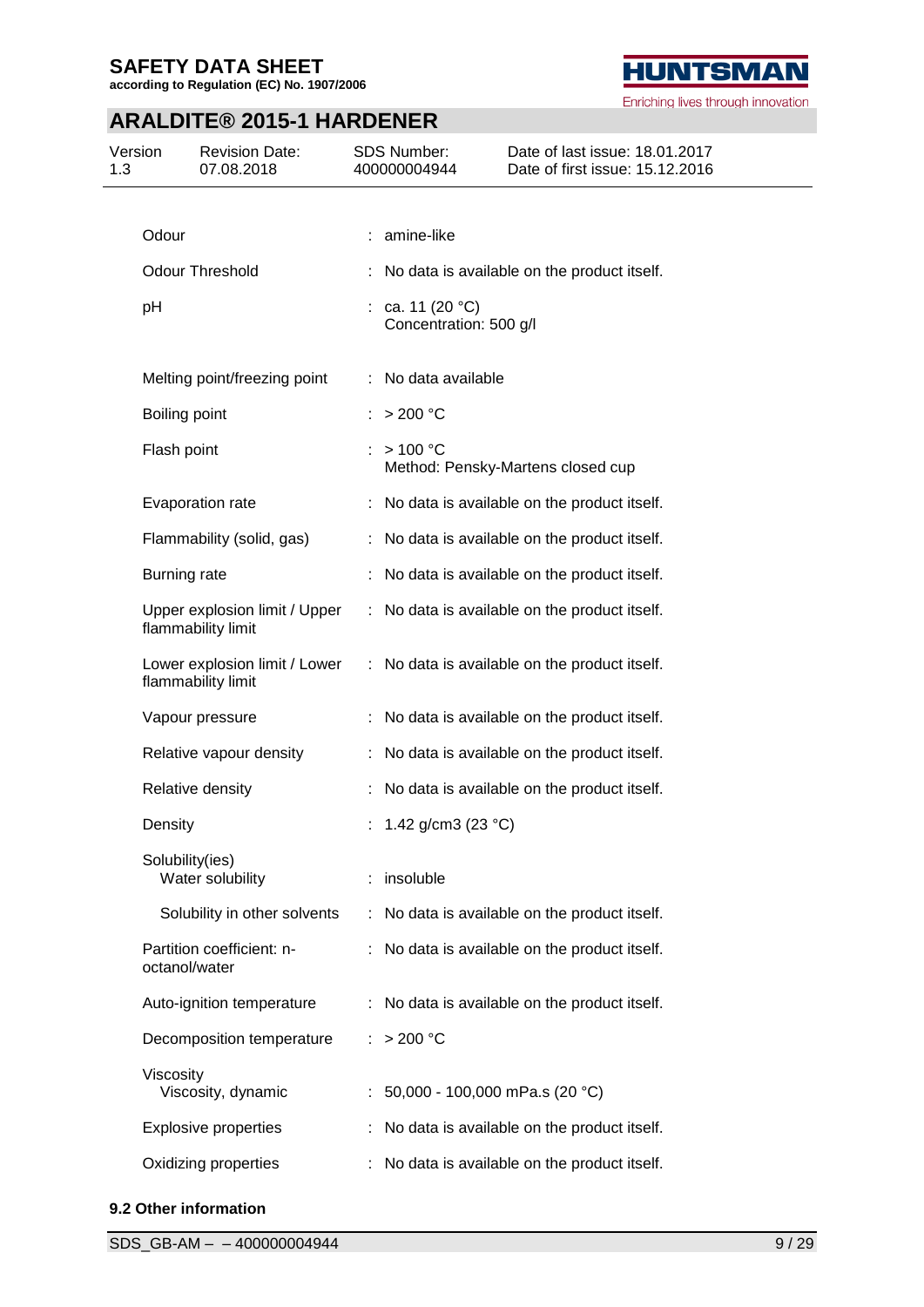| | | |
|---|---|---|
| Odour | : | amine-like |
| Odour Threshold | : | No data is available on the product itself. |
| pH | : | ca. 11 (20 °C)<br>Concentration: 500 g/l |
| Melting point/freezing point | : | No data available |
| Boiling point | : | > 200 °C |
| Flash point | : | > 100 °C<br>Method: Pensky-Martens closed cup |
| Evaporation rate | : | No data is available on the product itself. |
| Flammability (solid, gas) | : | No data is available on the product itself. |
| Burning rate | : | No data is available on the product itself. |
| Upper explosion limit / Upper flammability limit | : | No data is available on the product itself. |
| Lower explosion limit / Lower flammability limit | : | No data is available on the product itself. |
| Vapour pressure | : | No data is available on the product itself. |
| Relative vapour density | : | No data is available on the product itself. |
| Relative density | : | No data is available on the product itself. |
| Density | : | 1.42 g/cm3 (23 °C) |
| Solubility(ies)<br>Water solubility | : | insoluble |
| Solubility in other solvents | : | No data is available on the product itself. |
| Partition coefficient: n-octanol/water | : | No data is available on the product itself. |
| Auto-ignition temperature | : | No data is available on the product itself. |
| Decomposition temperature | : | > 200 °C |
| Viscosity<br>Viscosity, dynamic | : | 50,000 - 100,000 mPa.s (20 °C) |
| Explosive properties | : | No data is available on the product itself. |
| Oxidizing properties | : | No data is available on the product itself. |

**9.2 Other information**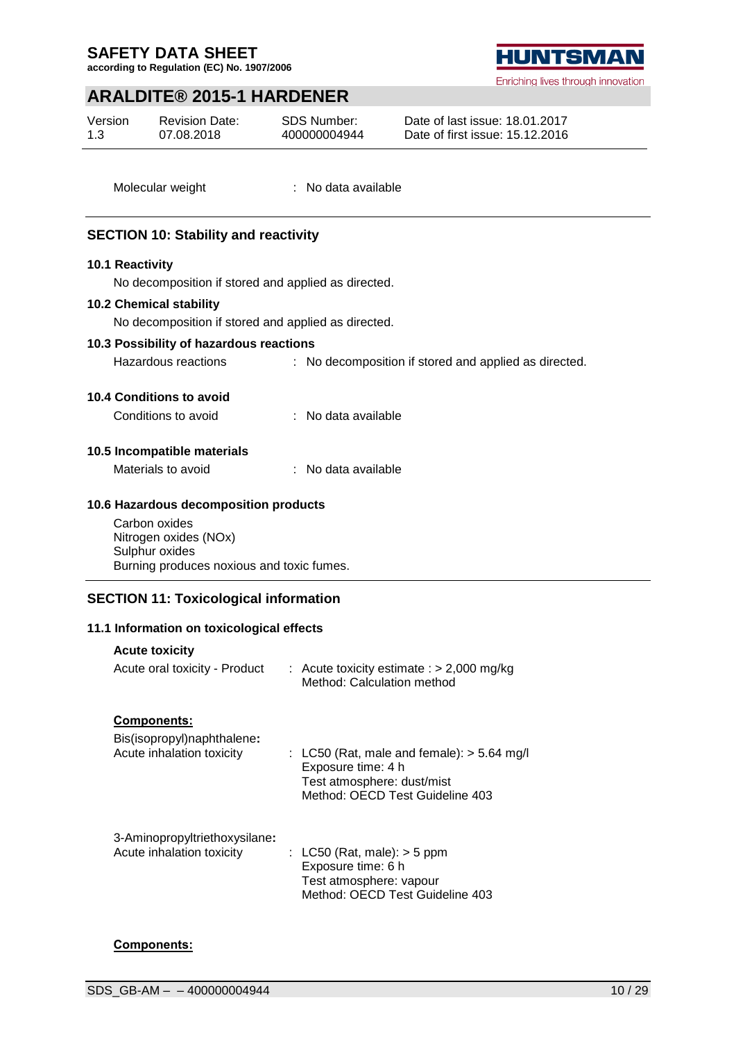Molecular weight : No data available

## SECTION 10: Stability and reactivity

### 10.1 Reactivity

No decomposition if stored and applied as directed.

### 10.2 Chemical stability

No decomposition if stored and applied as directed.

### 10.3 Possibility of hazardous reactions

Hazardous reactions : No decomposition if stored and applied as directed.

### 10.4 Conditions to avoid

Conditions to avoid : No data available

### 10.5 Incompatible materials

Materials to avoid : No data available

### 10.6 Hazardous decomposition products

Carbon oxides
Nitrogen oxides (NOx)
Sulphur oxides
Burning produces noxious and toxic fumes.

## SECTION 11: Toxicological information

### 11.1 Information on toxicological effects

**Acute toxicity**

Acute oral toxicity - Product : Acute toxicity estimate : > 2,000 mg/kg
Method: Calculation method

**Components:**

Bis(isopropyl)naphthalene**:**
Acute inhalation toxicity : LC50 (Rat, male and female): > 5.64 mg/l
Exposure time: 4 h
Test atmosphere: dust/mist
Method: OECD Test Guideline 403

3-Aminopropyltriethoxysilane**:**
Acute inhalation toxicity : LC50 (Rat, male): > 5 ppm
Exposure time: 6 h
Test atmosphere: vapour
Method: OECD Test Guideline 403

**Components:**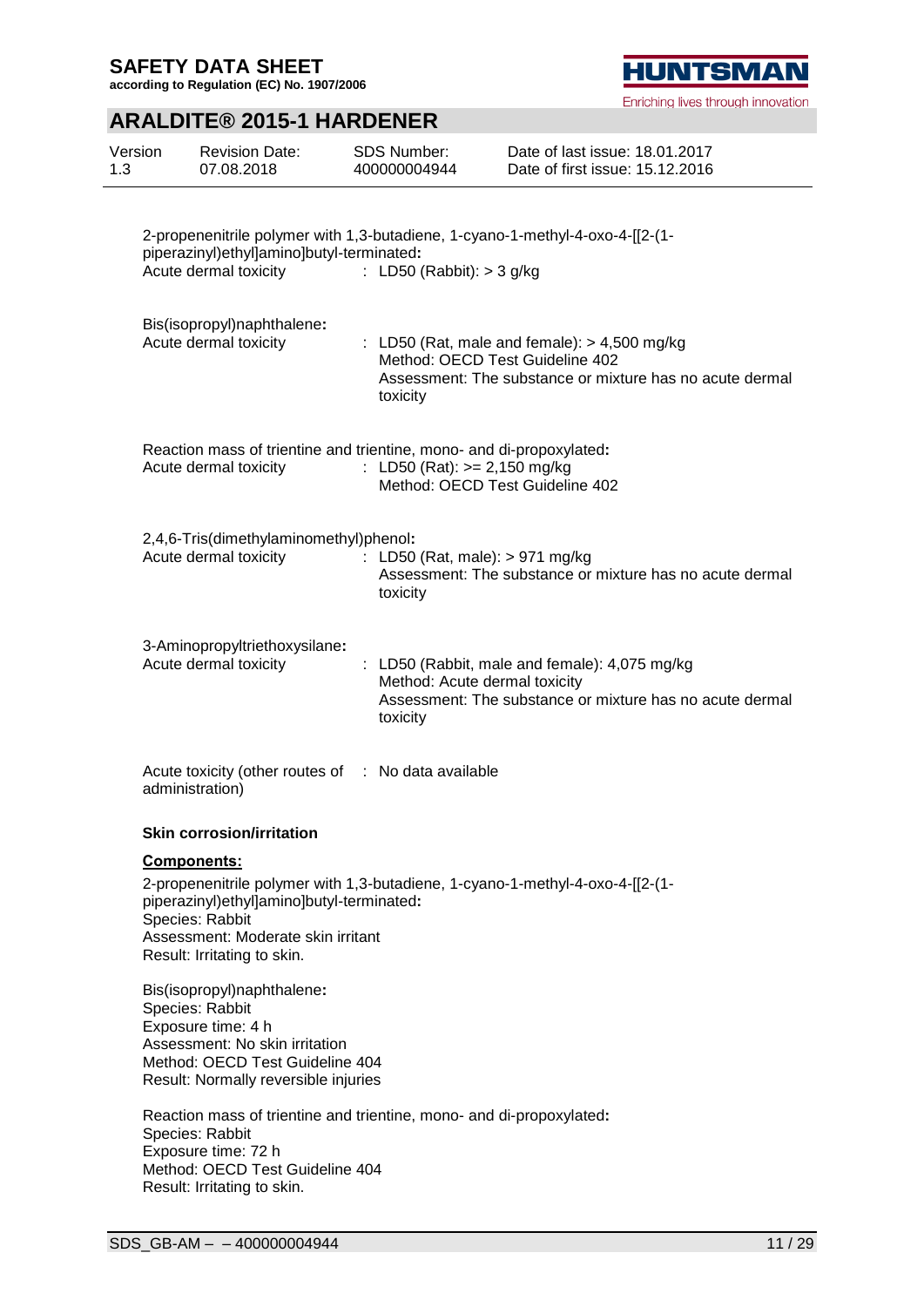2-propenenitrile polymer with 1,3-butadiene, 1-cyano-1-methyl-4-oxo-4-[[2-(1-piperazinyl)ethyl]amino]butyl-terminated**:**

Acute dermal toxicity : LD50 (Rabbit): > 3 g/kg

Bis(isopropyl)naphthalene**:**

Acute dermal toxicity : LD50 (Rat, male and female): > 4,500 mg/kg
Method: OECD Test Guideline 402
Assessment: The substance or mixture has no acute dermal toxicity

Reaction mass of trientine and trientine, mono- and di-propoxylated**:**

Acute dermal toxicity : LD50 (Rat): >= 2,150 mg/kg
Method: OECD Test Guideline 402

2,4,6-Tris(dimethylaminomethyl)phenol**:**

Acute dermal toxicity : LD50 (Rat, male): > 971 mg/kg
Assessment: The substance or mixture has no acute dermal toxicity

3-Aminopropyltriethoxysilane**:**

Acute dermal toxicity : LD50 (Rabbit, male and female): 4,075 mg/kg
Method: Acute dermal toxicity
Assessment: The substance or mixture has no acute dermal toxicity

Acute toxicity (other routes of administration) : No data available

**Skin corrosion/irritation**

**Components:**

2-propenenitrile polymer with 1,3-butadiene, 1-cyano-1-methyl-4-oxo-4-[[2-(1-piperazinyl)ethyl]amino]butyl-terminated**:**
Species: Rabbit
Assessment: Moderate skin irritant
Result: Irritating to skin.

Bis(isopropyl)naphthalene**:**
Species: Rabbit
Exposure time: 4 h
Assessment: No skin irritation
Method: OECD Test Guideline 404
Result: Normally reversible injuries

Reaction mass of trientine and trientine, mono- and di-propoxylated**:**
Species: Rabbit
Exposure time: 72 h
Method: OECD Test Guideline 404
Result: Irritating to skin.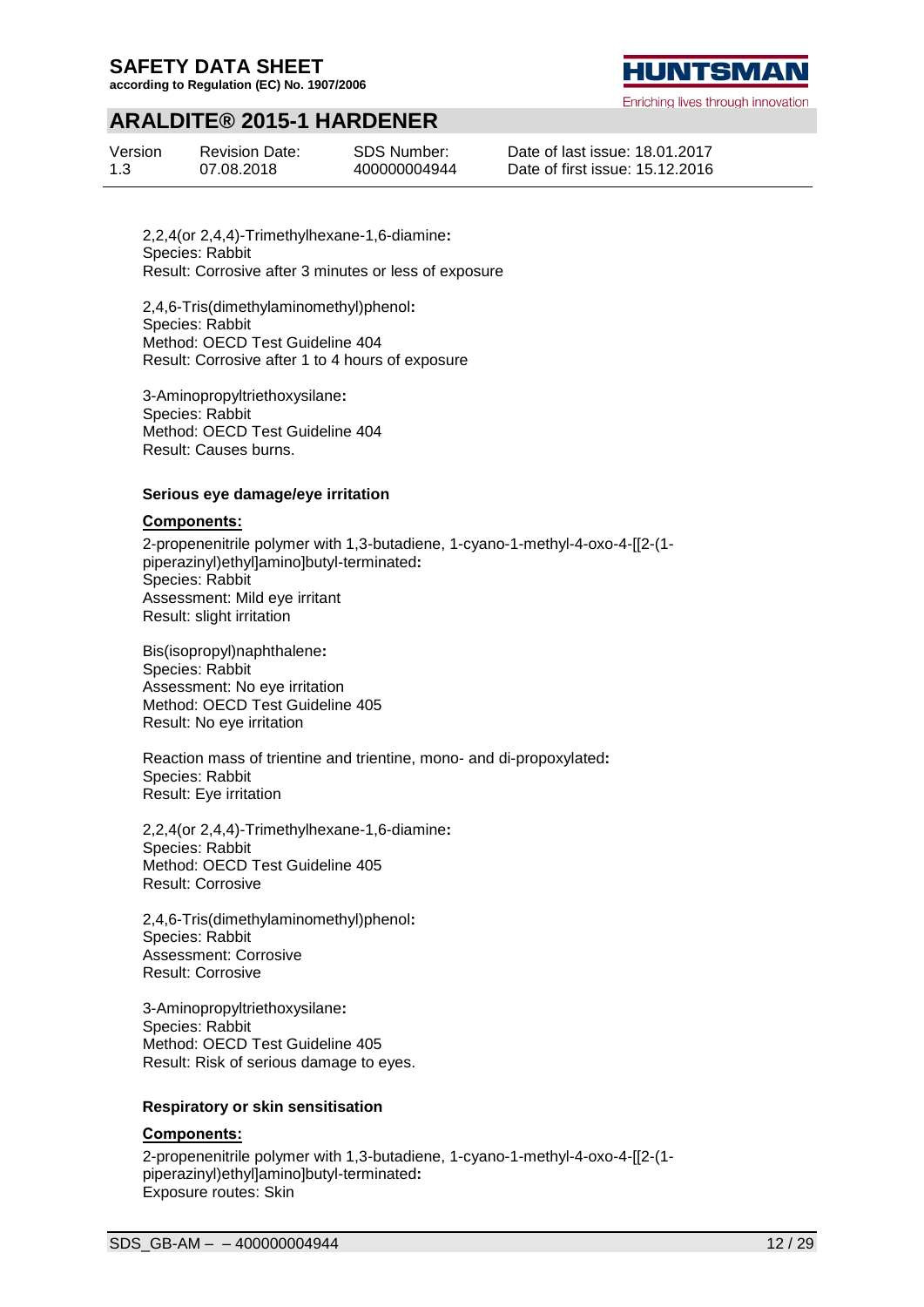2,2,4(or 2,4,4)-Trimethylhexane-1,6-diamine**:**
Species: Rabbit
Result: Corrosive after 3 minutes or less of exposure

2,4,6-Tris(dimethylaminomethyl)phenol**:**
Species: Rabbit
Method: OECD Test Guideline 404
Result: Corrosive after 1 to 4 hours of exposure

3-Aminopropyltriethoxysilane**:**
Species: Rabbit
Method: OECD Test Guideline 404
Result: Causes burns.

**Serious eye damage/eye irritation**

**Components:**

2-propenenitrile polymer with 1,3-butadiene, 1-cyano-1-methyl-4-oxo-4-[[2-(1-piperazinyl)ethyl]amino]butyl-terminated**:**
Species: Rabbit
Assessment: Mild eye irritant
Result: slight irritation

Bis(isopropyl)naphthalene**:**
Species: Rabbit
Assessment: No eye irritation
Method: OECD Test Guideline 405
Result: No eye irritation

Reaction mass of trientine and trientine, mono- and di-propoxylated**:**
Species: Rabbit
Result: Eye irritation

2,2,4(or 2,4,4)-Trimethylhexane-1,6-diamine**:**
Species: Rabbit
Method: OECD Test Guideline 405
Result: Corrosive

2,4,6-Tris(dimethylaminomethyl)phenol**:**
Species: Rabbit
Assessment: Corrosive
Result: Corrosive

3-Aminopropyltriethoxysilane**:**
Species: Rabbit
Method: OECD Test Guideline 405
Result: Risk of serious damage to eyes.

**Respiratory or skin sensitisation**

**Components:**

2-propenenitrile polymer with 1,3-butadiene, 1-cyano-1-methyl-4-oxo-4-[[2-(1-piperazinyl)ethyl]amino]butyl-terminated**:**
Exposure routes: Skin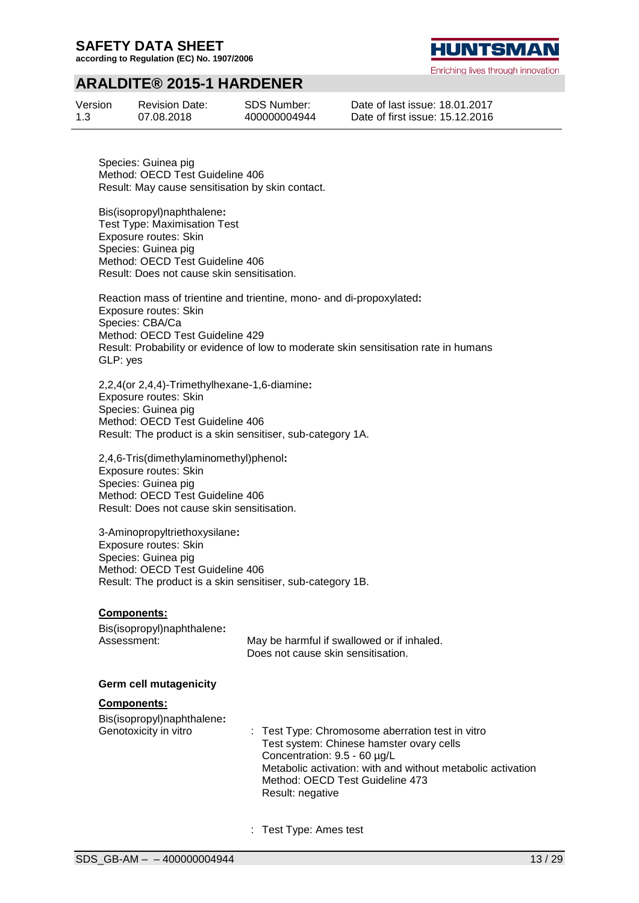Species: Guinea pig
Method: OECD Test Guideline 406
Result: May cause sensitisation by skin contact.

Bis(isopropyl)naphthalene**:**
Test Type: Maximisation Test
Exposure routes: Skin
Species: Guinea pig
Method: OECD Test Guideline 406
Result: Does not cause skin sensitisation.

Reaction mass of trientine and trientine, mono- and di-propoxylated**:**
Exposure routes: Skin
Species: CBA/Ca
Method: OECD Test Guideline 429
Result: Probability or evidence of low to moderate skin sensitisation rate in humans
GLP: yes

2,2,4(or 2,4,4)-Trimethylhexane-1,6-diamine**:**
Exposure routes: Skin
Species: Guinea pig
Method: OECD Test Guideline 406
Result: The product is a skin sensitiser, sub-category 1A.

2,4,6-Tris(dimethylaminomethyl)phenol**:**
Exposure routes: Skin
Species: Guinea pig
Method: OECD Test Guideline 406
Result: Does not cause skin sensitisation.

3-Aminopropyltriethoxysilane**:**
Exposure routes: Skin
Species: Guinea pig
Method: OECD Test Guideline 406
Result: The product is a skin sensitiser, sub-category 1B.

**Components:**

Bis(isopropyl)naphthalene**:**
Assessment: May be harmful if swallowed or if inhaled.
Does not cause skin sensitisation.

**Germ cell mutagenicity**

**Components:**

Bis(isopropyl)naphthalene**:**

Genotoxicity in vitro : Test Type: Chromosome aberration test in vitro
Test system: Chinese hamster ovary cells
Concentration: 9.5 - 60 µg/L
Metabolic activation: with and without metabolic activation
Method: OECD Test Guideline 473
Result: negative

: Test Type: Ames test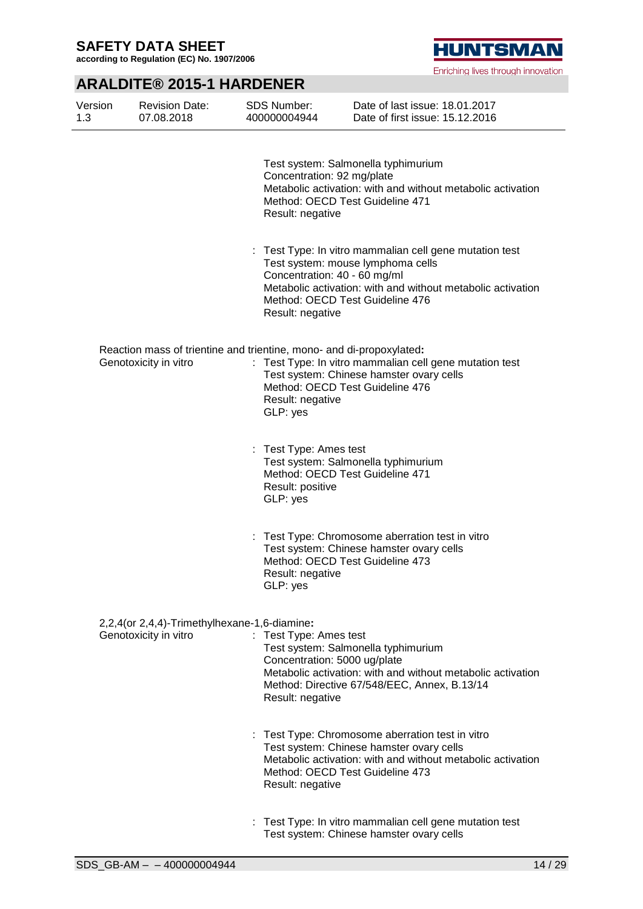Test system: Salmonella typhimurium
Concentration: 92 mg/plate
Metabolic activation: with and without metabolic activation
Method: OECD Test Guideline 471
Result: negative

: Test Type: In vitro mammalian cell gene mutation test
Test system: mouse lymphoma cells
Concentration: 40 - 60 mg/ml
Metabolic activation: with and without metabolic activation
Method: OECD Test Guideline 476
Result: negative

Reaction mass of trientine and trientine, mono- and di-propoxylated**:**

Genotoxicity in vitro : Test Type: In vitro mammalian cell gene mutation test
Test system: Chinese hamster ovary cells
Method: OECD Test Guideline 476
Result: negative
GLP: yes

: Test Type: Ames test
Test system: Salmonella typhimurium
Method: OECD Test Guideline 471
Result: positive
GLP: yes

: Test Type: Chromosome aberration test in vitro
Test system: Chinese hamster ovary cells
Method: OECD Test Guideline 473
Result: negative
GLP: yes

2,2,4(or 2,4,4)-Trimethylhexane-1,6-diamine**:**

Genotoxicity in vitro : Test Type: Ames test
Test system: Salmonella typhimurium
Concentration: 5000 ug/plate
Metabolic activation: with and without metabolic activation
Method: Directive 67/548/EEC, Annex, B.13/14
Result: negative

: Test Type: Chromosome aberration test in vitro
Test system: Chinese hamster ovary cells
Metabolic activation: with and without metabolic activation
Method: OECD Test Guideline 473
Result: negative

: Test Type: In vitro mammalian cell gene mutation test
Test system: Chinese hamster ovary cells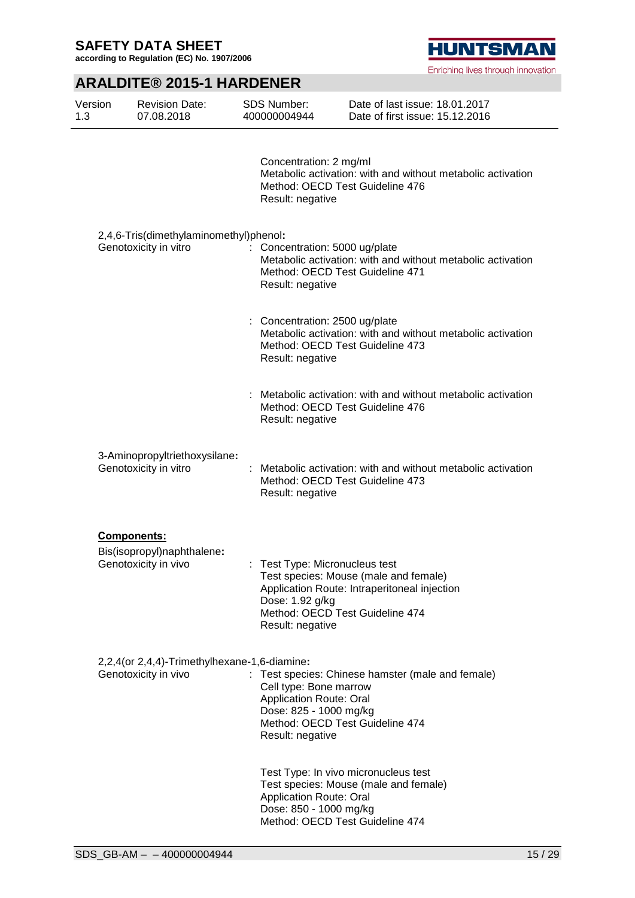Concentration: 2 mg/ml
Metabolic activation: with and without metabolic activation
Method: OECD Test Guideline 476
Result: negative

2,4,6-Tris(dimethylaminomethyl)phenol**:**

Genotoxicity in vitro : Concentration: 5000 ug/plate
Metabolic activation: with and without metabolic activation
Method: OECD Test Guideline 471
Result: negative

: Concentration: 2500 ug/plate
Metabolic activation: with and without metabolic activation
Method: OECD Test Guideline 473
Result: negative

: Metabolic activation: with and without metabolic activation
Method: OECD Test Guideline 476
Result: negative

3-Aminopropyltriethoxysilane**:**

Genotoxicity in vitro : Metabolic activation: with and without metabolic activation
Method: OECD Test Guideline 473
Result: negative

**Components:**

Bis(isopropyl)naphthalene**:**

Genotoxicity in vivo : Test Type: Micronucleus test
Test species: Mouse (male and female)
Application Route: Intraperitoneal injection
Dose: 1.92 g/kg
Method: OECD Test Guideline 474
Result: negative

2,2,4(or 2,4,4)-Trimethylhexane-1,6-diamine**:**

Genotoxicity in vivo : Test species: Chinese hamster (male and female)
Cell type: Bone marrow
Application Route: Oral
Dose: 825 - 1000 mg/kg
Method: OECD Test Guideline 474
Result: negative

Test Type: In vivo micronucleus test
Test species: Mouse (male and female)
Application Route: Oral
Dose: 850 - 1000 mg/kg
Method: OECD Test Guideline 474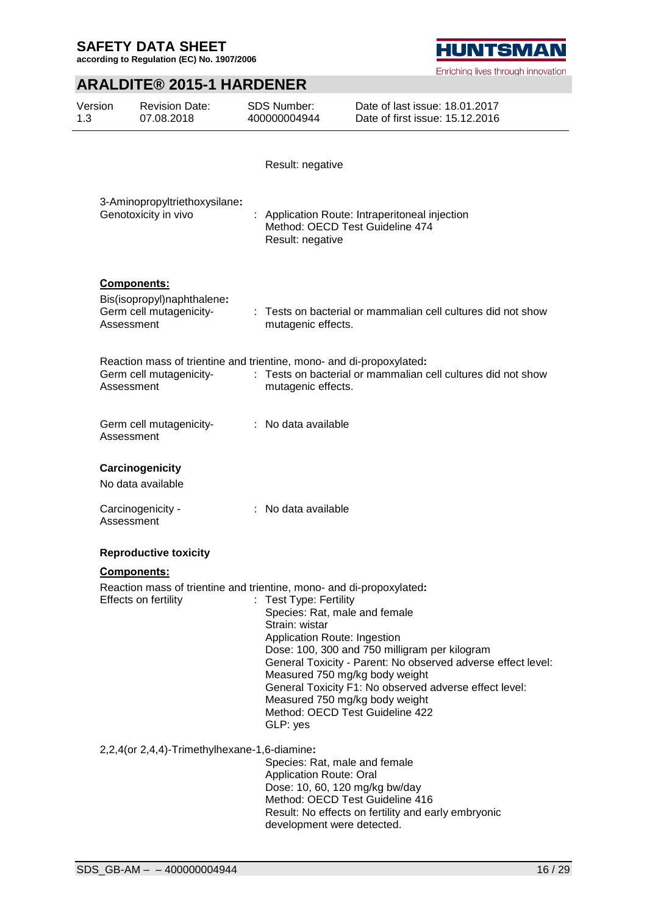Result: negative

3-Aminopropyltriethoxysilane**:**

Genotoxicity in vivo : Application Route: Intraperitoneal injection
Method: OECD Test Guideline 474
Result: negative

**Components:**

Bis(isopropyl)naphthalene**:**

Germ cell mutagenicity- Assessment : Tests on bacterial or mammalian cell cultures did not show mutagenic effects.

Reaction mass of trientine and trientine, mono- and di-propoxylated**:**

Germ cell mutagenicity- Assessment : Tests on bacterial or mammalian cell cultures did not show mutagenic effects.

Germ cell mutagenicity- Assessment : No data available

### Carcinogenicity

No data available

Carcinogenicity - Assessment : No data available

### Reproductive toxicity

**Components:**

Reaction mass of trientine and trientine, mono- and di-propoxylated**:**

Effects on fertility : Test Type: Fertility
Species: Rat, male and female
Strain: wistar
Application Route: Ingestion
Dose: 100, 300 and 750 milligram per kilogram
General Toxicity - Parent: No observed adverse effect level: Measured 750 mg/kg body weight
General Toxicity F1: No observed adverse effect level: Measured 750 mg/kg body weight
Method: OECD Test Guideline 422
GLP: yes

2,2,4(or 2,4,4)-Trimethylhexane-1,6-diamine**:**

Species: Rat, male and female
Application Route: Oral
Dose: 10, 60, 120 mg/kg bw/day
Method: OECD Test Guideline 416
Result: No effects on fertility and early embryonic development were detected.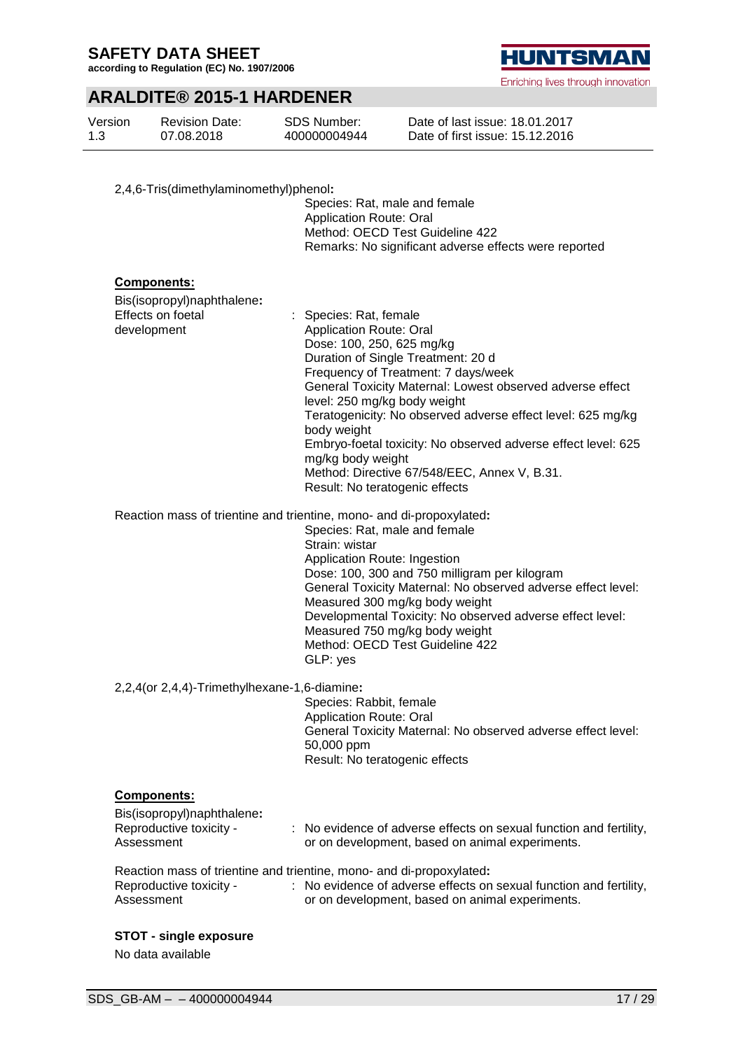2,4,6-Tris(dimethylaminomethyl)phenol:

Species: Rat, male and female
Application Route: Oral
Method: OECD Test Guideline 422
Remarks: No significant adverse effects were reported

**Components:**

Bis(isopropyl)naphthalene:

Effects on foetal development : Species: Rat, female
Application Route: Oral
Dose: 100, 250, 625 mg/kg
Duration of Single Treatment: 20 d
Frequency of Treatment: 7 days/week
General Toxicity Maternal: Lowest observed adverse effect level: 250 mg/kg body weight
Teratogenicity: No observed adverse effect level: 625 mg/kg body weight
Embryo-foetal toxicity: No observed adverse effect level: 625 mg/kg body weight
Method: Directive 67/548/EEC, Annex V, B.31.
Result: No teratogenic effects

Reaction mass of trientine and trientine, mono- and di-propoxylated:

Species: Rat, male and female
Strain: wistar
Application Route: Ingestion
Dose: 100, 300 and 750 milligram per kilogram
General Toxicity Maternal: No observed adverse effect level: Measured 300 mg/kg body weight
Developmental Toxicity: No observed adverse effect level: Measured 750 mg/kg body weight
Method: OECD Test Guideline 422
GLP: yes

2,2,4(or 2,4,4)-Trimethylhexane-1,6-diamine:

Species: Rabbit, female
Application Route: Oral
General Toxicity Maternal: No observed adverse effect level: 50,000 ppm
Result: No teratogenic effects

**Components:**

Bis(isopropyl)naphthalene:

Reproductive toxicity - Assessment : No evidence of adverse effects on sexual function and fertility, or on development, based on animal experiments.

Reaction mass of trientine and trientine, mono- and di-propoxylated:

Reproductive toxicity - Assessment : No evidence of adverse effects on sexual function and fertility, or on development, based on animal experiments.

**STOT - single exposure**

No data available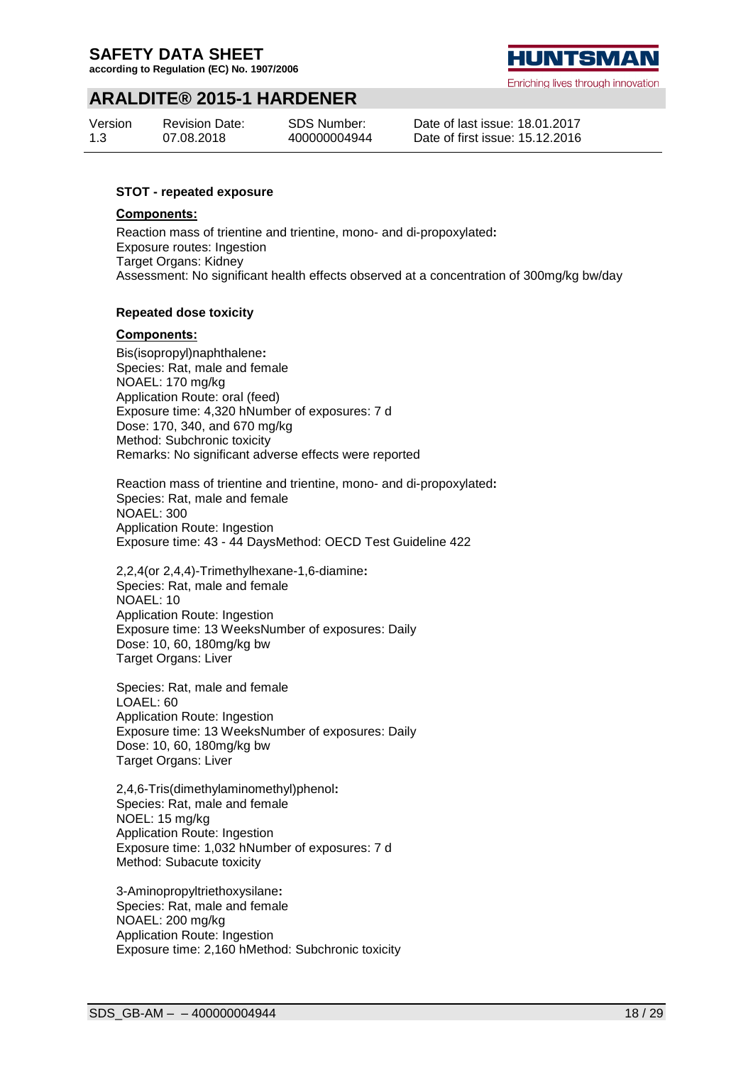**STOT - repeated exposure**

**Components:**

Reaction mass of trientine and trientine, mono- and di-propoxylated**:**
Exposure routes: Ingestion
Target Organs: Kidney
Assessment: No significant health effects observed at a concentration of 300mg/kg bw/day

**Repeated dose toxicity**

**Components:**

Bis(isopropyl)naphthalene**:**
Species: Rat, male and female
NOAEL: 170 mg/kg
Application Route: oral (feed)
Exposure time: 4,320 hNumber of exposures: 7 d
Dose: 170, 340, and 670 mg/kg
Method: Subchronic toxicity
Remarks: No significant adverse effects were reported

Reaction mass of trientine and trientine, mono- and di-propoxylated**:**
Species: Rat, male and female
NOAEL: 300
Application Route: Ingestion
Exposure time: 43 - 44 DaysMethod: OECD Test Guideline 422

2,2,4(or 2,4,4)-Trimethylhexane-1,6-diamine**:**
Species: Rat, male and female
NOAEL: 10
Application Route: Ingestion
Exposure time: 13 WeeksNumber of exposures: Daily
Dose: 10, 60, 180mg/kg bw
Target Organs: Liver

Species: Rat, male and female
LOAEL: 60
Application Route: Ingestion
Exposure time: 13 WeeksNumber of exposures: Daily
Dose: 10, 60, 180mg/kg bw
Target Organs: Liver

2,4,6-Tris(dimethylaminomethyl)phenol**:**
Species: Rat, male and female
NOEL: 15 mg/kg
Application Route: Ingestion
Exposure time: 1,032 hNumber of exposures: 7 d
Method: Subacute toxicity

3-Aminopropyltriethoxysilane**:**
Species: Rat, male and female
NOAEL: 200 mg/kg
Application Route: Ingestion
Exposure time: 2,160 hMethod: Subchronic toxicity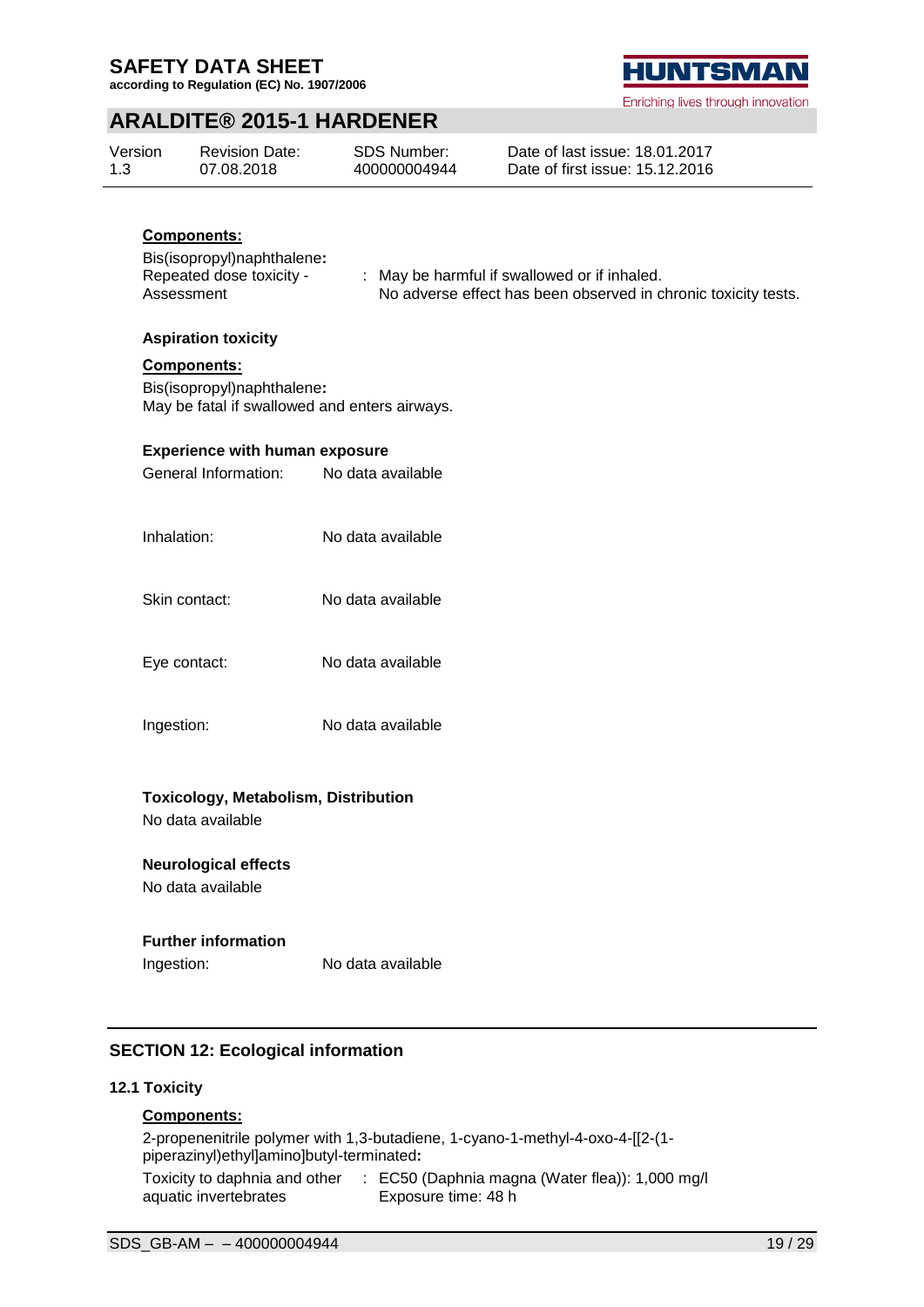**Components:**

Bis(isopropyl)naphthalene**:**

Repeated dose toxicity - Assessment : May be harmful if swallowed or if inhaled.
No adverse effect has been observed in chronic toxicity tests.

**Aspiration toxicity**

**Components:**

Bis(isopropyl)naphthalene**:**
May be fatal if swallowed and enters airways.

**Experience with human exposure**

General Information: No data available

Inhalation: No data available

Skin contact: No data available

Eye contact: No data available

Ingestion: No data available

**Toxicology, Metabolism, Distribution**

No data available

**Neurological effects**

No data available

**Further information**

Ingestion: No data available

## SECTION 12: Ecological information

### 12.1 Toxicity

**Components:**

2-propenenitrile polymer with 1,3-butadiene, 1-cyano-1-methyl-4-oxo-4-[[2-(1-piperazinyl)ethyl]amino]butyl-terminated**:**

Toxicity to daphnia and other aquatic invertebrates : EC50 (Daphnia magna (Water flea)): 1,000 mg/l
Exposure time: 48 h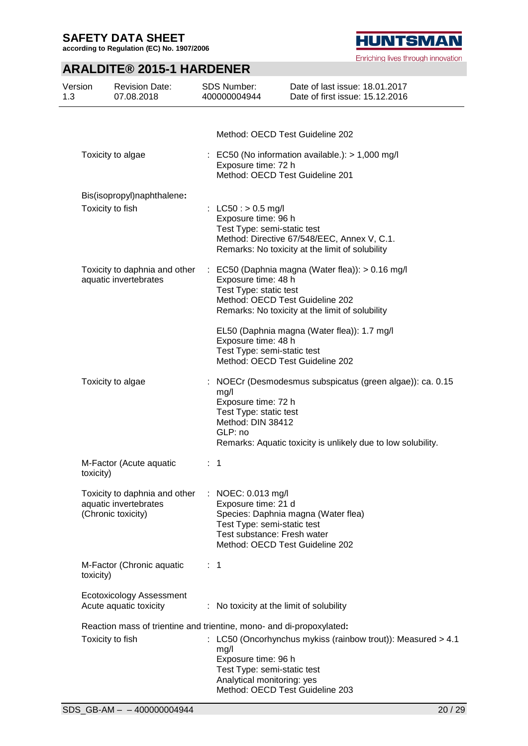Method: OECD Test Guideline 202

| | | |
|---|---|---|
| Toxicity to algae | : | EC50 (No information available.): > 1,000 mg/l<br>Exposure time: 72 h<br>Method: OECD Test Guideline 201 |

**Bis(isopropyl)naphthalene:**

| | | |
|---|---|---|
| Toxicity to fish | : | LC50 : > 0.5 mg/l<br>Exposure time: 96 h<br>Test Type: semi-static test<br>Method: Directive 67/548/EEC, Annex V, C.1.<br>Remarks: No toxicity at the limit of solubility |
| Toxicity to daphnia and other aquatic invertebrates | : | EC50 (Daphnia magna (Water flea)): > 0.16 mg/l<br>Exposure time: 48 h<br>Test Type: static test<br>Method: OECD Test Guideline 202<br>Remarks: No toxicity at the limit of solubility<br><br>EL50 (Daphnia magna (Water flea)): 1.7 mg/l<br>Exposure time: 48 h<br>Test Type: semi-static test<br>Method: OECD Test Guideline 202 |
| Toxicity to algae | : | NOECr (Desmodesmus subspicatus (green algae)): ca. 0.15 mg/l<br>Exposure time: 72 h<br>Test Type: static test<br>Method: DIN 38412<br>GLP: no<br>Remarks: Aquatic toxicity is unlikely due to low solubility. |
| M-Factor (Acute aquatic toxicity) | : | 1 |
| Toxicity to daphnia and other aquatic invertebrates (Chronic toxicity) | : | NOEC: 0.013 mg/l<br>Exposure time: 21 d<br>Species: Daphnia magna (Water flea)<br>Test Type: semi-static test<br>Test substance: Fresh water<br>Method: OECD Test Guideline 202 |
| M-Factor (Chronic aquatic toxicity) | : | 1 |
| Ecotoxicology Assessment<br>Acute aquatic toxicity | : | No toxicity at the limit of solubility |

**Reaction mass of trientine and trientine, mono- and di-propoxylated:**

| | | |
|---|---|---|
| Toxicity to fish | : | LC50 (Oncorhynchus mykiss (rainbow trout)): Measured > 4.1 mg/l<br>Exposure time: 96 h<br>Test Type: semi-static test<br>Analytical monitoring: yes<br>Method: OECD Test Guideline 203 |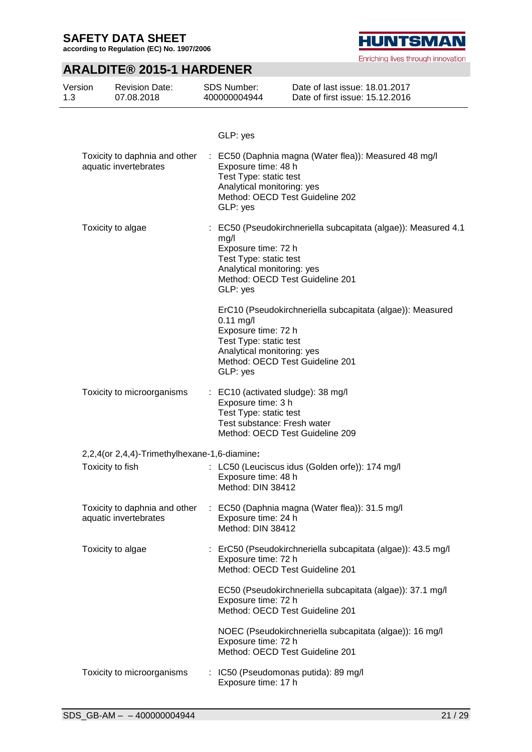GLP: yes

| | | |
|---|---|---|
| Toxicity to daphnia and other aquatic invertebrates | : | EC50 (Daphnia magna (Water flea)): Measured 48 mg/l<br>Exposure time: 48 h<br>Test Type: static test<br>Analytical monitoring: yes<br>Method: OECD Test Guideline 202<br>GLP: yes |
| Toxicity to algae | : | EC50 (Pseudokirchneriella subcapitata (algae)): Measured 4.1 mg/l<br>Exposure time: 72 h<br>Test Type: static test<br>Analytical monitoring: yes<br>Method: OECD Test Guideline 201<br>GLP: yes |
| | | ErC10 (Pseudokirchneriella subcapitata (algae)): Measured 0.11 mg/l<br>Exposure time: 72 h<br>Test Type: static test<br>Analytical monitoring: yes<br>Method: OECD Test Guideline 201<br>GLP: yes |
| Toxicity to microorganisms | : | EC10 (activated sludge): 38 mg/l<br>Exposure time: 3 h<br>Test Type: static test<br>Test substance: Fresh water<br>Method: OECD Test Guideline 209 |

**2,2,4(or 2,4,4)-Trimethylhexane-1,6-diamine:**

| | | |
|---|---|---|
| Toxicity to fish | : | LC50 (Leuciscus idus (Golden orfe)): 174 mg/l<br>Exposure time: 48 h<br>Method: DIN 38412 |
| Toxicity to daphnia and other aquatic invertebrates | : | EC50 (Daphnia magna (Water flea)): 31.5 mg/l<br>Exposure time: 24 h<br>Method: DIN 38412 |
| Toxicity to algae | : | ErC50 (Pseudokirchneriella subcapitata (algae)): 43.5 mg/l<br>Exposure time: 72 h<br>Method: OECD Test Guideline 201 |
| | | EC50 (Pseudokirchneriella subcapitata (algae)): 37.1 mg/l<br>Exposure time: 72 h<br>Method: OECD Test Guideline 201 |
| | | NOEC (Pseudokirchneriella subcapitata (algae)): 16 mg/l<br>Exposure time: 72 h<br>Method: OECD Test Guideline 201 |
| Toxicity to microorganisms | : | IC50 (Pseudomonas putida): 89 mg/l<br>Exposure time: 17 h |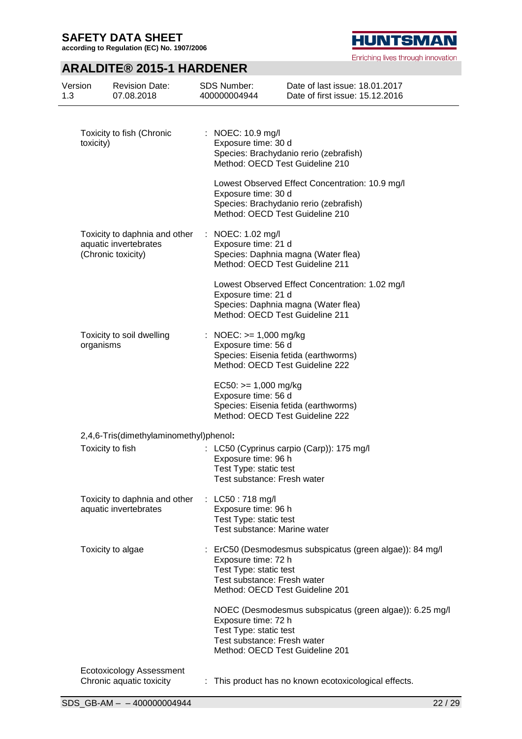| | |
|---|---|
| Toxicity to fish (Chronic toxicity) | : NOEC: 10.9 mg/l<br>Exposure time: 30 d<br>Species: Brachydanio rerio (zebrafish)<br>Method: OECD Test Guideline 210<br><br>Lowest Observed Effect Concentration: 10.9 mg/l<br>Exposure time: 30 d<br>Species: Brachydanio rerio (zebrafish)<br>Method: OECD Test Guideline 210 |
| Toxicity to daphnia and other aquatic invertebrates (Chronic toxicity) | : NOEC: 1.02 mg/l<br>Exposure time: 21 d<br>Species: Daphnia magna (Water flea)<br>Method: OECD Test Guideline 211<br><br>Lowest Observed Effect Concentration: 1.02 mg/l<br>Exposure time: 21 d<br>Species: Daphnia magna (Water flea)<br>Method: OECD Test Guideline 211 |
| Toxicity to soil dwelling organisms | : NOEC: >= 1,000 mg/kg<br>Exposure time: 56 d<br>Species: Eisenia fetida (earthworms)<br>Method: OECD Test Guideline 222<br><br>EC50: >= 1,000 mg/kg<br>Exposure time: 56 d<br>Species: Eisenia fetida (earthworms)<br>Method: OECD Test Guideline 222 |

**2,4,6-Tris(dimethylaminomethyl)phenol:**

| | |
|---|---|
| Toxicity to fish | : LC50 (Cyprinus carpio (Carp)): 175 mg/l<br>Exposure time: 96 h<br>Test Type: static test<br>Test substance: Fresh water |
| Toxicity to daphnia and other aquatic invertebrates | : LC50 : 718 mg/l<br>Exposure time: 96 h<br>Test Type: static test<br>Test substance: Marine water |
| Toxicity to algae | : ErC50 (Desmodesmus subspicatus (green algae)): 84 mg/l<br>Exposure time: 72 h<br>Test Type: static test<br>Test substance: Fresh water<br>Method: OECD Test Guideline 201<br><br>NOEC (Desmodesmus subspicatus (green algae)): 6.25 mg/l<br>Exposure time: 72 h<br>Test Type: static test<br>Test substance: Fresh water<br>Method: OECD Test Guideline 201 |

**Ecotoxicology Assessment**

| | |
|---|---|
| Chronic aquatic toxicity | : This product has no known ecotoxicological effects. |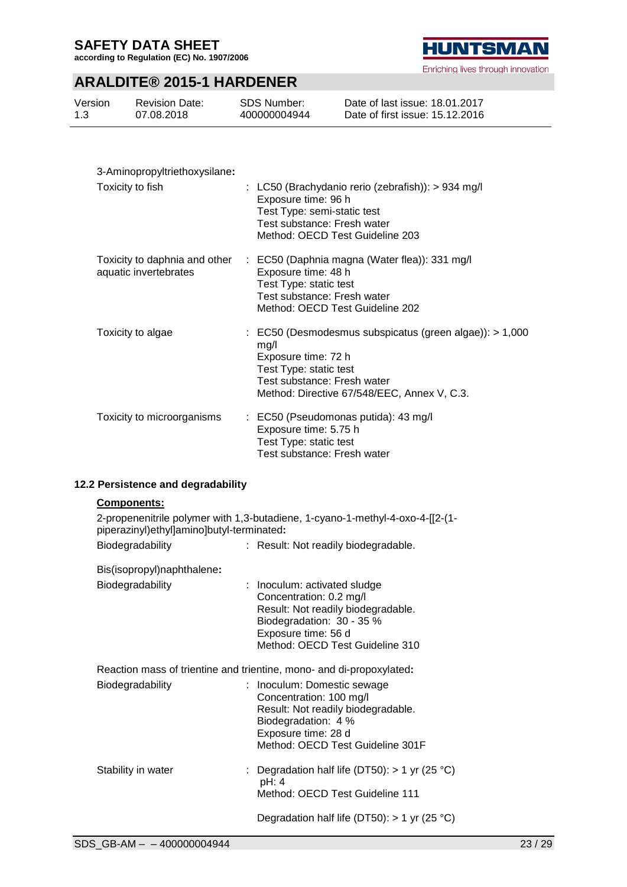3-Aminopropyltriethoxysilane**:**

| | |
|---|---|
| Toxicity to fish | : LC50 (Brachydanio rerio (zebrafish)): > 934 mg/l<br>Exposure time: 96 h<br>Test Type: semi-static test<br>Test substance: Fresh water<br>Method: OECD Test Guideline 203 |
| Toxicity to daphnia and other aquatic invertebrates | : EC50 (Daphnia magna (Water flea)): 331 mg/l<br>Exposure time: 48 h<br>Test Type: static test<br>Test substance: Fresh water<br>Method: OECD Test Guideline 202 |
| Toxicity to algae | : EC50 (Desmodesmus subspicatus (green algae)): > 1,000 mg/l<br>Exposure time: 72 h<br>Test Type: static test<br>Test substance: Fresh water<br>Method: Directive 67/548/EEC, Annex V, C.3. |
| Toxicity to microorganisms | : EC50 (Pseudomonas putida): 43 mg/l<br>Exposure time: 5.75 h<br>Test Type: static test<br>Test substance: Fresh water |

### 12.2 Persistence and degradability

**Components:**

2-propenenitrile polymer with 1,3-butadiene, 1-cyano-1-methyl-4-oxo-4-[[2-(1-piperazinyl)ethyl]amino]butyl-terminated**:**

| | |
|---|---|
| Biodegradability | : Result: Not readily biodegradable. |

Bis(isopropyl)naphthalene**:**

| | |
|---|---|
| Biodegradability | : Inoculum: activated sludge<br>Concentration: 0.2 mg/l<br>Result: Not readily biodegradable.<br>Biodegradation: 30 - 35 %<br>Exposure time: 56 d<br>Method: OECD Test Guideline 310 |

Reaction mass of trientine and trientine, mono- and di-propoxylated**:**

| | |
|---|---|
| Biodegradability | : Inoculum: Domestic sewage<br>Concentration: 100 mg/l<br>Result: Not readily biodegradable.<br>Biodegradation: 4 %<br>Exposure time: 28 d<br>Method: OECD Test Guideline 301F |
| Stability in water | : Degradation half life (DT50): > 1 yr (25 °C)<br>pH: 4<br>Method: OECD Test Guideline 111<br><br>Degradation half life (DT50): > 1 yr (25 °C) |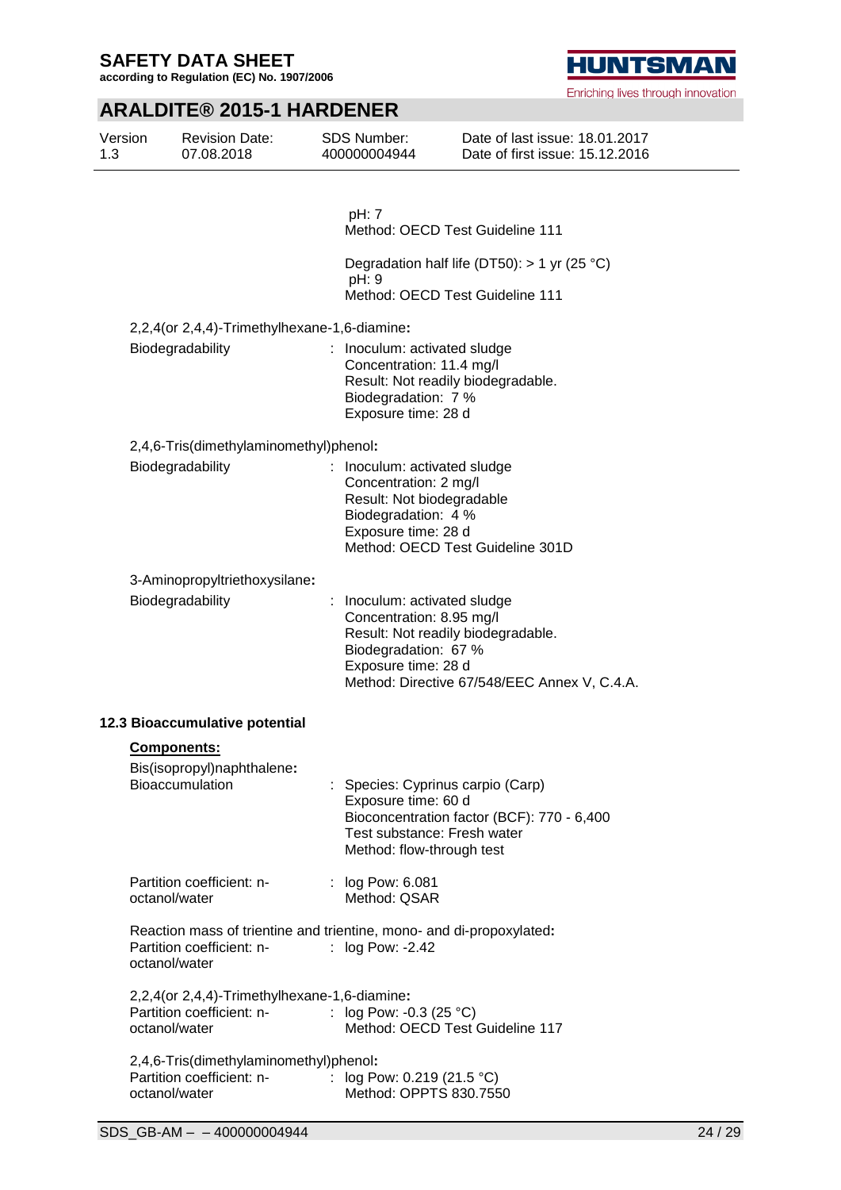pH: 7
Method: OECD Test Guideline 111

Degradation half life (DT50): > 1 yr (25 °C)
pH: 9
Method: OECD Test Guideline 111

2,2,4(or 2,4,4)-Trimethylhexane-1,6-diamine**:**

| | |
|---|---|
| Biodegradability | : Inoculum: activated sludge<br>Concentration: 11.4 mg/l<br>Result: Not readily biodegradable.<br>Biodegradation: 7 %<br>Exposure time: 28 d |

2,4,6-Tris(dimethylaminomethyl)phenol**:**

| | |
|---|---|
| Biodegradability | : Inoculum: activated sludge<br>Concentration: 2 mg/l<br>Result: Not biodegradable<br>Biodegradation: 4 %<br>Exposure time: 28 d<br>Method: OECD Test Guideline 301D |

3-Aminopropyltriethoxysilane**:**

| | |
|---|---|
| Biodegradability | : Inoculum: activated sludge<br>Concentration: 8.95 mg/l<br>Result: Not readily biodegradable.<br>Biodegradation: 67 %<br>Exposure time: 28 d<br>Method: Directive 67/548/EEC Annex V, C.4.A. |

### 12.3 Bioaccumulative potential

**Components:**

Bis(isopropyl)naphthalene**:**

| | |
|---|---|
| Bioaccumulation | : Species: Cyprinus carpio (Carp)<br>Exposure time: 60 d<br>Bioconcentration factor (BCF): 770 - 6,400<br>Test substance: Fresh water<br>Method: flow-through test |
| Partition coefficient: n-octanol/water | : log Pow: 6.081<br>Method: QSAR |

Reaction mass of trientine and trientine, mono- and di-propoxylated**:**

| | |
|---|---|
| Partition coefficient: n-octanol/water | : log Pow: -2.42 |

2,2,4(or 2,4,4)-Trimethylhexane-1,6-diamine**:**

| | |
|---|---|
| Partition coefficient: n-octanol/water | : log Pow: -0.3 (25 °C)<br>Method: OECD Test Guideline 117 |

2,4,6-Tris(dimethylaminomethyl)phenol**:**

| | |
|---|---|
| Partition coefficient: n-octanol/water | : log Pow: 0.219 (21.5 °C)<br>Method: OPPTS 830.7550 |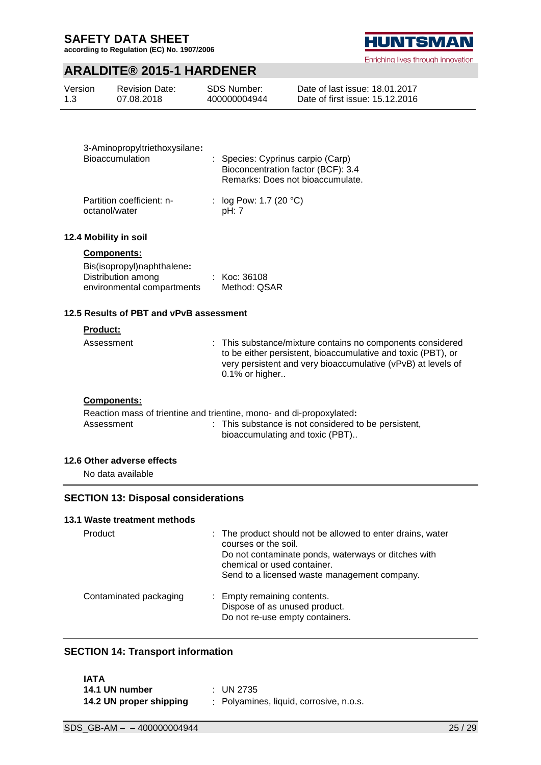3-Aminopropyltriethoxysilane**:**

| | |
|---|---|
| Bioaccumulation | : Species: Cyprinus carpio (Carp)<br>Bioconcentration factor (BCF): 3.4<br>Remarks: Does not bioaccumulate. |
| Partition coefficient: n-octanol/water | : log Pow: 1.7 (20 °C)<br>pH: 7 |

### 12.4 Mobility in soil

**Components:**

Bis(isopropyl)naphthalene**:**

| | |
|---|---|
| Distribution among environmental compartments | : Koc: 36108<br>Method: QSAR |

### 12.5 Results of PBT and vPvB assessment

**Product:**

| | |
|---|---|
| Assessment | : This substance/mixture contains no components considered to be either persistent, bioaccumulative and toxic (PBT), or very persistent and very bioaccumulative (vPvB) at levels of 0.1% or higher.. |

**Components:**

Reaction mass of trientine and trientine, mono- and di-propoxylated**:**

| | |
|---|---|
| Assessment | : This substance is not considered to be persistent, bioaccumulating and toxic (PBT).. |

### 12.6 Other adverse effects

No data available

## SECTION 13: Disposal considerations

### 13.1 Waste treatment methods

| | |
|---|---|
| Product | : The product should not be allowed to enter drains, water courses or the soil.<br>Do not contaminate ponds, waterways or ditches with chemical or used container.<br>Send to a licensed waste management company. |
| Contaminated packaging | : Empty remaining contents.<br>Dispose of as unused product.<br>Do not re-use empty containers. |

## SECTION 14: Transport information

**IATA**

| | |
|---|---|
| **14.1 UN number** | : UN 2735 |
| **14.2 UN proper shipping** | : Polyamines, liquid, corrosive, n.o.s. |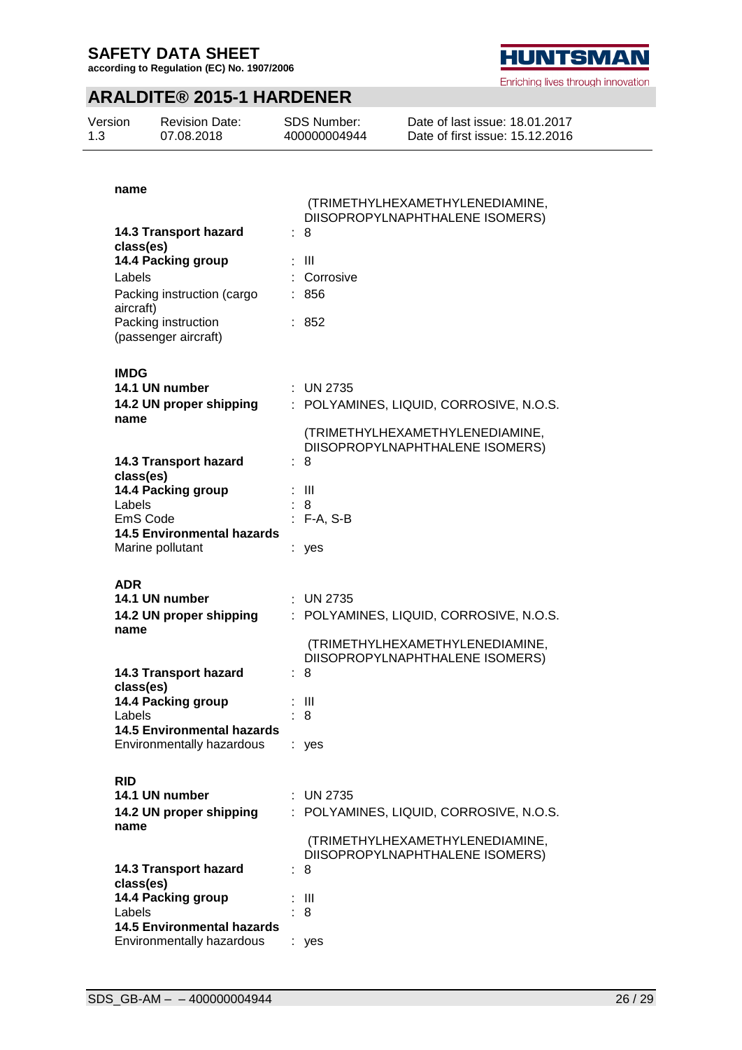**name**

(TRIMETHYLHEXAMETHYLENEDIAMINE, DIISOPROPYLNAPHTHALENE ISOMERS)

| | | |
|---|---|---|
| **14.3 Transport hazard class(es)** | : | 8 |
| **14.4 Packing group** | : | III |
| Labels | : | Corrosive |
| Packing instruction (cargo aircraft) | : | 856 |
| Packing instruction (passenger aircraft) | : | 852 |

**IMDG**

| | | |
|---|---|---|
| **14.1 UN number** | : | UN 2735 |
| **14.2 UN proper shipping name** | : | POLYAMINES, LIQUID, CORROSIVE, N.O.S. (TRIMETHYLHEXAMETHYLENEDIAMINE, DIISOPROPYLNAPHTHALENE ISOMERS) |
| **14.3 Transport hazard class(es)** | : | 8 |
| **14.4 Packing group** | : | III |
| Labels | : | 8 |
| EmS Code | : | F-A, S-B |
| **14.5 Environmental hazards** | | |
| Marine pollutant | : | yes |

**ADR**

| | | |
|---|---|---|
| **14.1 UN number** | : | UN 2735 |
| **14.2 UN proper shipping name** | : | POLYAMINES, LIQUID, CORROSIVE, N.O.S. (TRIMETHYLHEXAMETHYLENEDIAMINE, DIISOPROPYLNAPHTHALENE ISOMERS) |
| **14.3 Transport hazard class(es)** | : | 8 |
| **14.4 Packing group** | : | III |
| Labels | : | 8 |
| **14.5 Environmental hazards** | | |
| Environmentally hazardous | : | yes |

**RID**

| | | |
|---|---|---|
| **14.1 UN number** | : | UN 2735 |
| **14.2 UN proper shipping name** | : | POLYAMINES, LIQUID, CORROSIVE, N.O.S. (TRIMETHYLHEXAMETHYLENEDIAMINE, DIISOPROPYLNAPHTHALENE ISOMERS) |
| **14.3 Transport hazard class(es)** | : | 8 |
| **14.4 Packing group** | : | III |
| Labels | : | 8 |
| **14.5 Environmental hazards** | | |
| Environmentally hazardous | : | yes |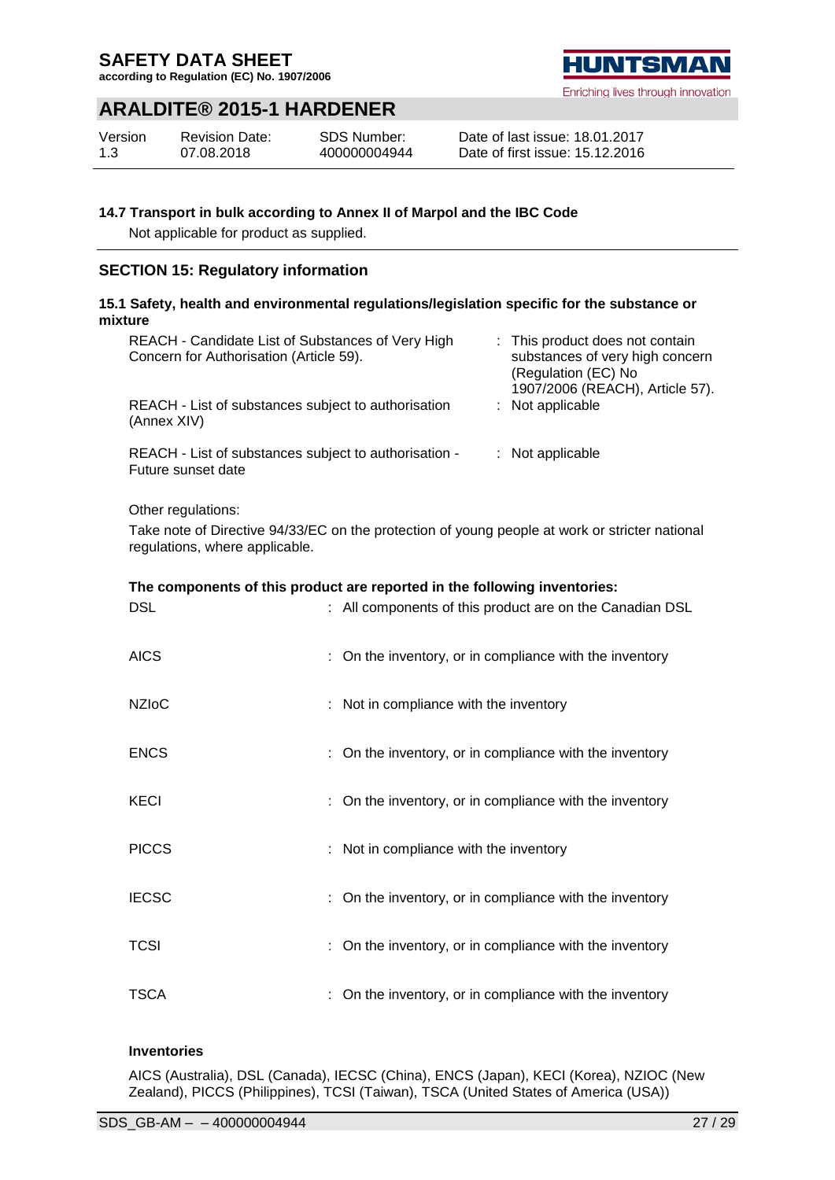### 14.7 Transport in bulk according to Annex II of Marpol and the IBC Code

Not applicable for product as supplied.

## SECTION 15: Regulatory information

### 15.1 Safety, health and environmental regulations/legislation specific for the substance or mixture

| | |
|---|---|
| REACH - Candidate List of Substances of Very High Concern for Authorisation (Article 59). | : This product does not contain substances of very high concern (Regulation (EC) No 1907/2006 (REACH), Article 57). |
| REACH - List of substances subject to authorisation (Annex XIV) | : Not applicable |
| REACH - List of substances subject to authorisation - Future sunset date | : Not applicable |

Other regulations:

Take note of Directive 94/33/EC on the protection of young people at work or stricter national regulations, where applicable.

**The components of this product are reported in the following inventories:**

| | |
|---|---|
| DSL | : All components of this product are on the Canadian DSL |
| AICS | : On the inventory, or in compliance with the inventory |
| NZIoC | : Not in compliance with the inventory |
| ENCS | : On the inventory, or in compliance with the inventory |
| KECI | : On the inventory, or in compliance with the inventory |
| PICCS | : Not in compliance with the inventory |
| IECSC | : On the inventory, or in compliance with the inventory |
| TCSI | : On the inventory, or in compliance with the inventory |
| TSCA | : On the inventory, or in compliance with the inventory |

**Inventories**

AICS (Australia), DSL (Canada), IECSC (China), ENCS (Japan), KECI (Korea), NZIOC (New Zealand), PICCS (Philippines), TCSI (Taiwan), TSCA (United States of America (USA))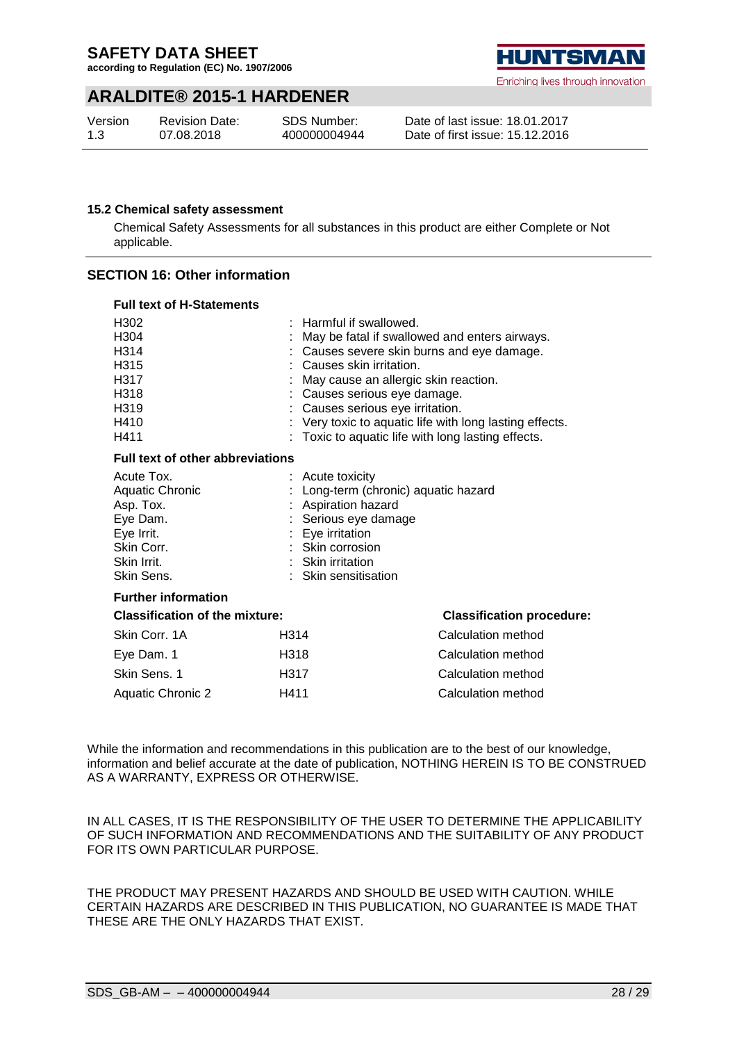### 15.2 Chemical safety assessment

Chemical Safety Assessments for all substances in this product are either Complete or Not applicable.

## SECTION 16: Other information

**Full text of H-Statements**

| | |
|---|---|
| H302 | : Harmful if swallowed. |
| H304 | : May be fatal if swallowed and enters airways. |
| H314 | : Causes severe skin burns and eye damage. |
| H315 | : Causes skin irritation. |
| H317 | : May cause an allergic skin reaction. |
| H318 | : Causes serious eye damage. |
| H319 | : Causes serious eye irritation. |
| H410 | : Very toxic to aquatic life with long lasting effects. |
| H411 | : Toxic to aquatic life with long lasting effects. |

**Full text of other abbreviations**

| | |
|---|---|
| Acute Tox. | : Acute toxicity |
| Aquatic Chronic | : Long-term (chronic) aquatic hazard |
| Asp. Tox. | : Aspiration hazard |
| Eye Dam. | : Serious eye damage |
| Eye Irrit. | : Eye irritation |
| Skin Corr. | : Skin corrosion |
| Skin Irrit. | : Skin irritation |
| Skin Sens. | : Skin sensitisation |

**Further information**

| Classification of the mixture: | | Classification procedure: |
|---|---|---|
| Skin Corr. 1A | H314 | Calculation method |
| Eye Dam. 1 | H318 | Calculation method |
| Skin Sens. 1 | H317 | Calculation method |
| Aquatic Chronic 2 | H411 | Calculation method |

While the information and recommendations in this publication are to the best of our knowledge, information and belief accurate at the date of publication, NOTHING HEREIN IS TO BE CONSTRUED AS A WARRANTY, EXPRESS OR OTHERWISE.

IN ALL CASES, IT IS THE RESPONSIBILITY OF THE USER TO DETERMINE THE APPLICABILITY OF SUCH INFORMATION AND RECOMMENDATIONS AND THE SUITABILITY OF ANY PRODUCT FOR ITS OWN PARTICULAR PURPOSE.

THE PRODUCT MAY PRESENT HAZARDS AND SHOULD BE USED WITH CAUTION. WHILE CERTAIN HAZARDS ARE DESCRIBED IN THIS PUBLICATION, NO GUARANTEE IS MADE THAT THESE ARE THE ONLY HAZARDS THAT EXIST.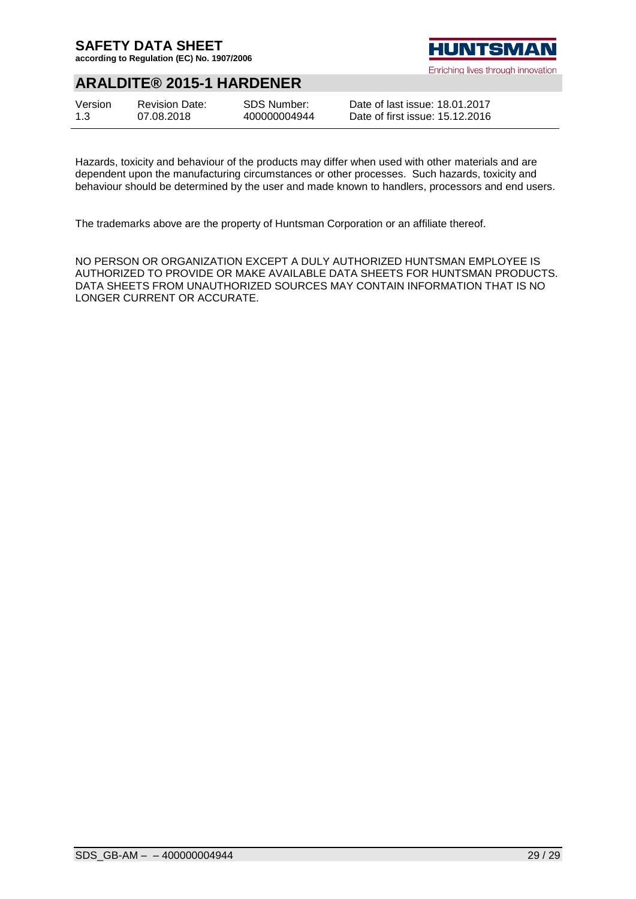Hazards, toxicity and behaviour of the products may differ when used with other materials and are dependent upon the manufacturing circumstances or other processes. Such hazards, toxicity and behaviour should be determined by the user and made known to handlers, processors and end users.

The trademarks above are the property of Huntsman Corporation or an affiliate thereof.

NO PERSON OR ORGANIZATION EXCEPT A DULY AUTHORIZED HUNTSMAN EMPLOYEE IS AUTHORIZED TO PROVIDE OR MAKE AVAILABLE DATA SHEETS FOR HUNTSMAN PRODUCTS. DATA SHEETS FROM UNAUTHORIZED SOURCES MAY CONTAIN INFORMATION THAT IS NO LONGER CURRENT OR ACCURATE.